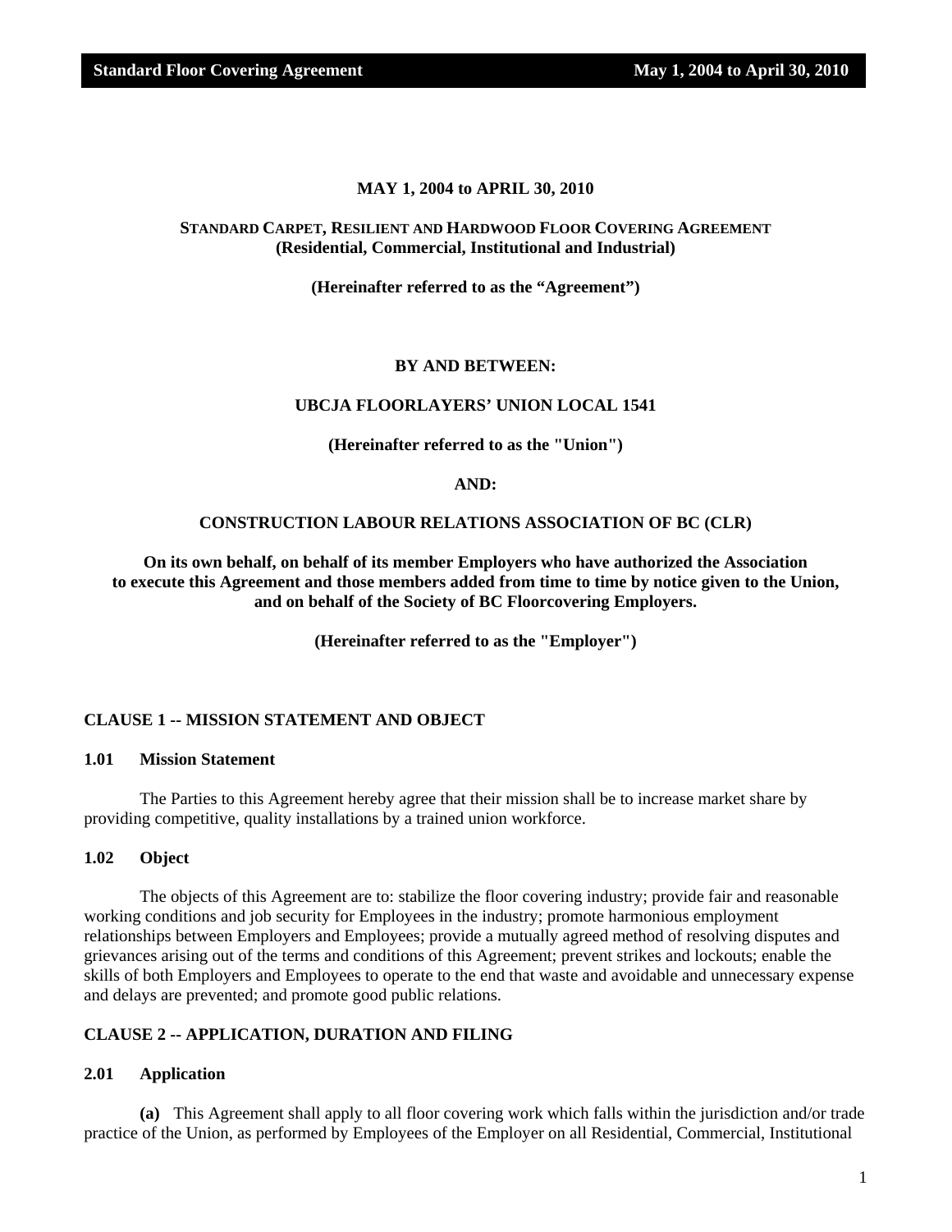**MAY 1, 2004 to APRIL 30, 2010**

**STANDARD CARPET, RESILIENT AND HARDWOOD FLOOR COVERING AGREEMENT**
**(Residential, Commercial, Institutional and Industrial)**

**(Hereinafter referred to as the "Agreement")**

**BY AND BETWEEN:**

**UBCJA FLOORLAYERS' UNION LOCAL 1541**

**(Hereinafter referred to as the "Union")**

**AND:**

**CONSTRUCTION LABOUR RELATIONS ASSOCIATION OF BC (CLR)**

**On its own behalf, on behalf of its member Employers who have authorized the Association to execute this Agreement and those members added from time to time by notice given to the Union, and on behalf of the Society of BC Floorcovering Employers.**

**(Hereinafter referred to as the "Employer")**

## CLAUSE 1 -- MISSION STATEMENT AND OBJECT

### 1.01 Mission Statement

The Parties to this Agreement hereby agree that their mission shall be to increase market share by providing competitive, quality installations by a trained union workforce.

### 1.02 Object

The objects of this Agreement are to: stabilize the floor covering industry; provide fair and reasonable working conditions and job security for Employees in the industry; promote harmonious employment relationships between Employers and Employees; provide a mutually agreed method of resolving disputes and grievances arising out of the terms and conditions of this Agreement; prevent strikes and lockouts; enable the skills of both Employers and Employees to operate to the end that waste and avoidable and unnecessary expense and delays are prevented; and promote good public relations.

## CLAUSE 2 -- APPLICATION, DURATION AND FILING

### 2.01 Application

**(a)** This Agreement shall apply to all floor covering work which falls within the jurisdiction and/or trade practice of the Union, as performed by Employees of the Employer on all Residential, Commercial, Institutional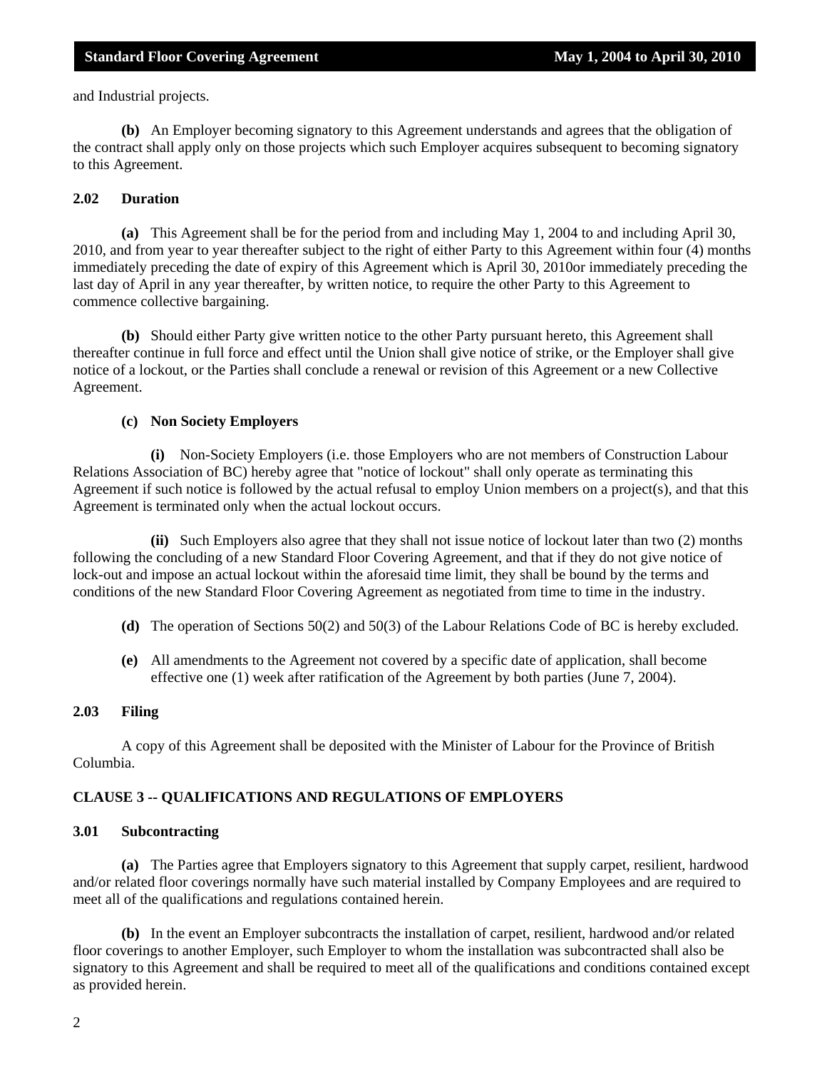and Industrial projects.

**(b)** An Employer becoming signatory to this Agreement understands and agrees that the obligation of the contract shall apply only on those projects which such Employer acquires subsequent to becoming signatory to this Agreement.

### 2.02 Duration

**(a)** This Agreement shall be for the period from and including May 1, 2004 to and including April 30, 2010, and from year to year thereafter subject to the right of either Party to this Agreement within four (4) months immediately preceding the date of expiry of this Agreement which is April 30, 2010or immediately preceding the last day of April in any year thereafter, by written notice, to require the other Party to this Agreement to commence collective bargaining.

**(b)** Should either Party give written notice to the other Party pursuant hereto, this Agreement shall thereafter continue in full force and effect until the Union shall give notice of strike, or the Employer shall give notice of a lockout, or the Parties shall conclude a renewal or revision of this Agreement or a new Collective Agreement.

**(c) Non Society Employers**

**(i)** Non-Society Employers (i.e. those Employers who are not members of Construction Labour Relations Association of BC) hereby agree that "notice of lockout" shall only operate as terminating this Agreement if such notice is followed by the actual refusal to employ Union members on a project(s), and that this Agreement is terminated only when the actual lockout occurs.

**(ii)** Such Employers also agree that they shall not issue notice of lockout later than two (2) months following the concluding of a new Standard Floor Covering Agreement, and that if they do not give notice of lock-out and impose an actual lockout within the aforesaid time limit, they shall be bound by the terms and conditions of the new Standard Floor Covering Agreement as negotiated from time to time in the industry.

**(d)** The operation of Sections 50(2) and 50(3) of the Labour Relations Code of BC is hereby excluded.

**(e)** All amendments to the Agreement not covered by a specific date of application, shall become effective one (1) week after ratification of the Agreement by both parties (June 7, 2004).

### 2.03 Filing

A copy of this Agreement shall be deposited with the Minister of Labour for the Province of British Columbia.

## CLAUSE 3 -- QUALIFICATIONS AND REGULATIONS OF EMPLOYERS

### 3.01 Subcontracting

**(a)** The Parties agree that Employers signatory to this Agreement that supply carpet, resilient, hardwood and/or related floor coverings normally have such material installed by Company Employees and are required to meet all of the qualifications and regulations contained herein.

**(b)** In the event an Employer subcontracts the installation of carpet, resilient, hardwood and/or related floor coverings to another Employer, such Employer to whom the installation was subcontracted shall also be signatory to this Agreement and shall be required to meet all of the qualifications and conditions contained except as provided herein.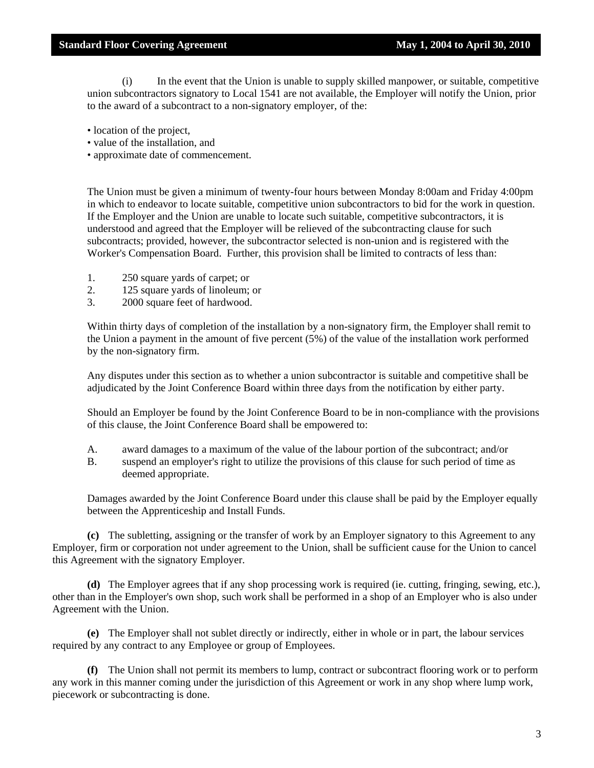(i) In the event that the Union is unable to supply skilled manpower, or suitable, competitive union subcontractors signatory to Local 1541 are not available, the Employer will notify the Union, prior to the award of a subcontract to a non-signatory employer, of the:

- location of the project,
- value of the installation, and
- approximate date of commencement.

The Union must be given a minimum of twenty-four hours between Monday 8:00am and Friday 4:00pm in which to endeavor to locate suitable, competitive union subcontractors to bid for the work in question. If the Employer and the Union are unable to locate such suitable, competitive subcontractors, it is understood and agreed that the Employer will be relieved of the subcontracting clause for such subcontracts; provided, however, the subcontractor selected is non-union and is registered with the Worker's Compensation Board. Further, this provision shall be limited to contracts of less than:

1. 250 square yards of carpet; or
2. 125 square yards of linoleum; or
3. 2000 square feet of hardwood.

Within thirty days of completion of the installation by a non-signatory firm, the Employer shall remit to the Union a payment in the amount of five percent (5%) of the value of the installation work performed by the non-signatory firm.

Any disputes under this section as to whether a union subcontractor is suitable and competitive shall be adjudicated by the Joint Conference Board within three days from the notification by either party.

Should an Employer be found by the Joint Conference Board to be in non-compliance with the provisions of this clause, the Joint Conference Board shall be empowered to:

A. award damages to a maximum of the value of the labour portion of the subcontract; and/or
B. suspend an employer's right to utilize the provisions of this clause for such period of time as deemed appropriate.

Damages awarded by the Joint Conference Board under this clause shall be paid by the Employer equally between the Apprenticeship and Install Funds.

**(c)** The subletting, assigning or the transfer of work by an Employer signatory to this Agreement to any Employer, firm or corporation not under agreement to the Union, shall be sufficient cause for the Union to cancel this Agreement with the signatory Employer.

**(d)** The Employer agrees that if any shop processing work is required (ie. cutting, fringing, sewing, etc.), other than in the Employer's own shop, such work shall be performed in a shop of an Employer who is also under Agreement with the Union.

**(e)** The Employer shall not sublet directly or indirectly, either in whole or in part, the labour services required by any contract to any Employee or group of Employees.

**(f)** The Union shall not permit its members to lump, contract or subcontract flooring work or to perform any work in this manner coming under the jurisdiction of this Agreement or work in any shop where lump work, piecework or subcontracting is done.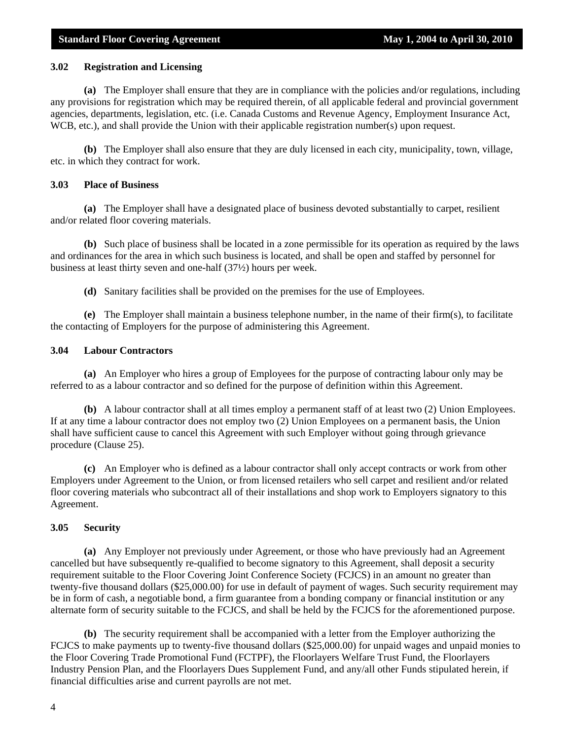### 3.02 Registration and Licensing

**(a)** The Employer shall ensure that they are in compliance with the policies and/or regulations, including any provisions for registration which may be required therein, of all applicable federal and provincial government agencies, departments, legislation, etc. (i.e. Canada Customs and Revenue Agency, Employment Insurance Act, WCB, etc.), and shall provide the Union with their applicable registration number(s) upon request.

**(b)** The Employer shall also ensure that they are duly licensed in each city, municipality, town, village, etc. in which they contract for work.

### 3.03 Place of Business

**(a)** The Employer shall have a designated place of business devoted substantially to carpet, resilient and/or related floor covering materials.

**(b)** Such place of business shall be located in a zone permissible for its operation as required by the laws and ordinances for the area in which such business is located, and shall be open and staffed by personnel for business at least thirty seven and one-half (37½) hours per week.

**(d)** Sanitary facilities shall be provided on the premises for the use of Employees.

**(e)** The Employer shall maintain a business telephone number, in the name of their firm(s), to facilitate the contacting of Employers for the purpose of administering this Agreement.

### 3.04 Labour Contractors

**(a)** An Employer who hires a group of Employees for the purpose of contracting labour only may be referred to as a labour contractor and so defined for the purpose of definition within this Agreement.

**(b)** A labour contractor shall at all times employ a permanent staff of at least two (2) Union Employees. If at any time a labour contractor does not employ two (2) Union Employees on a permanent basis, the Union shall have sufficient cause to cancel this Agreement with such Employer without going through grievance procedure (Clause 25).

**(c)** An Employer who is defined as a labour contractor shall only accept contracts or work from other Employers under Agreement to the Union, or from licensed retailers who sell carpet and resilient and/or related floor covering materials who subcontract all of their installations and shop work to Employers signatory to this Agreement.

### 3.05 Security

**(a)** Any Employer not previously under Agreement, or those who have previously had an Agreement cancelled but have subsequently re-qualified to become signatory to this Agreement, shall deposit a security requirement suitable to the Floor Covering Joint Conference Society (FCJCS) in an amount no greater than twenty-five thousand dollars ($25,000.00) for use in default of payment of wages. Such security requirement may be in form of cash, a negotiable bond, a firm guarantee from a bonding company or financial institution or any alternate form of security suitable to the FCJCS, and shall be held by the FCJCS for the aforementioned purpose.

**(b)** The security requirement shall be accompanied with a letter from the Employer authorizing the FCJCS to make payments up to twenty-five thousand dollars ($25,000.00) for unpaid wages and unpaid monies to the Floor Covering Trade Promotional Fund (FCTPF), the Floorlayers Welfare Trust Fund, the Floorlayers Industry Pension Plan, and the Floorlayers Dues Supplement Fund, and any/all other Funds stipulated herein, if financial difficulties arise and current payrolls are not met.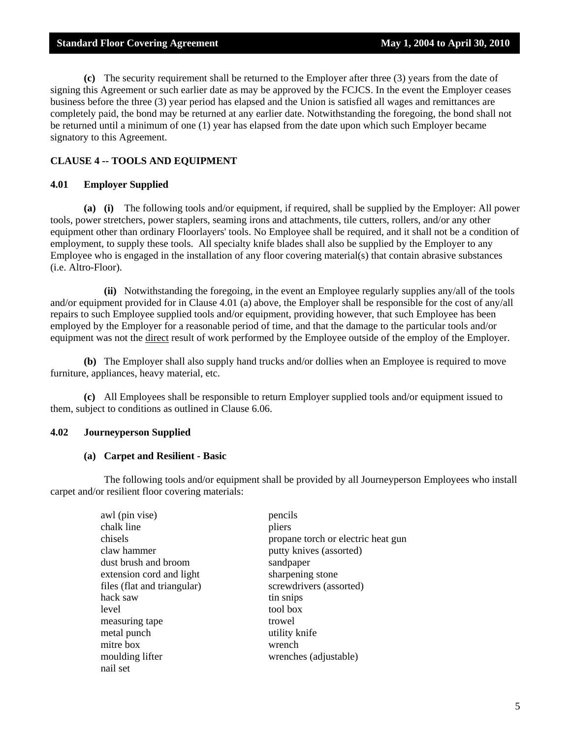**(c)** The security requirement shall be returned to the Employer after three (3) years from the date of signing this Agreement or such earlier date as may be approved by the FCJCS. In the event the Employer ceases business before the three (3) year period has elapsed and the Union is satisfied all wages and remittances are completely paid, the bond may be returned at any earlier date. Notwithstanding the foregoing, the bond shall not be returned until a minimum of one (1) year has elapsed from the date upon which such Employer became signatory to this Agreement.

## CLAUSE 4 -- TOOLS AND EQUIPMENT

### 4.01 Employer Supplied

**(a) (i)** The following tools and/or equipment, if required, shall be supplied by the Employer: All power tools, power stretchers, power staplers, seaming irons and attachments, tile cutters, rollers, and/or any other equipment other than ordinary Floorlayers' tools. No Employee shall be required, and it shall not be a condition of employment, to supply these tools. All specialty knife blades shall also be supplied by the Employer to any Employee who is engaged in the installation of any floor covering material(s) that contain abrasive substances (i.e. Altro-Floor).

**(ii)** Notwithstanding the foregoing, in the event an Employee regularly supplies any/all of the tools and/or equipment provided for in Clause 4.01 (a) above, the Employer shall be responsible for the cost of any/all repairs to such Employee supplied tools and/or equipment, providing however, that such Employee has been employed by the Employer for a reasonable period of time, and that the damage to the particular tools and/or equipment was not the direct result of work performed by the Employee outside of the employ of the Employer.

**(b)** The Employer shall also supply hand trucks and/or dollies when an Employee is required to move furniture, appliances, heavy material, etc.

**(c)** All Employees shall be responsible to return Employer supplied tools and/or equipment issued to them, subject to conditions as outlined in Clause 6.06.

### 4.02 Journeyperson Supplied

**(a) Carpet and Resilient - Basic**

The following tools and/or equipment shall be provided by all Journeyperson Employees who install carpet and/or resilient floor covering materials:

- awl (pin vise)
- chalk line
- chisels
- claw hammer
- dust brush and broom
- extension cord and light
- files (flat and triangular)
- hack saw
- level
- measuring tape
- metal punch
- mitre box
- moulding lifter
- nail set
- pencils
- pliers
- propane torch or electric heat gun
- putty knives (assorted)
- sandpaper
- sharpening stone
- screwdrivers (assorted)
- tin snips
- tool box
- trowel
- utility knife
- wrench
- wrenches (adjustable)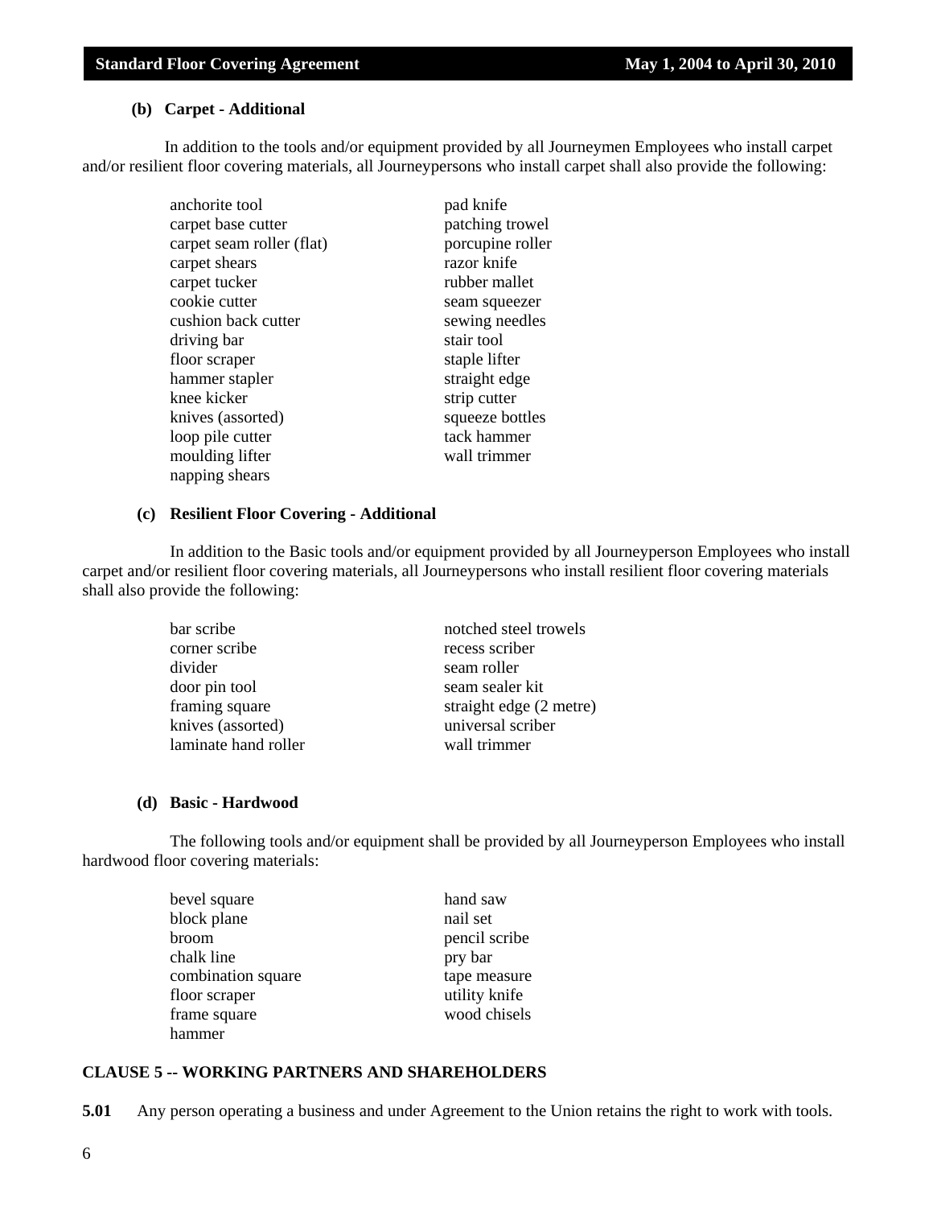**(b) Carpet - Additional**

In addition to the tools and/or equipment provided by all Journeymen Employees who install carpet and/or resilient floor covering materials, all Journeypersons who install carpet shall also provide the following:

- anchorite tool
- carpet base cutter
- carpet seam roller (flat)
- carpet shears
- carpet tucker
- cookie cutter
- cushion back cutter
- driving bar
- floor scraper
- hammer stapler
- knee kicker
- knives (assorted)
- loop pile cutter
- moulding lifter
- napping shears
- pad knife
- patching trowel
- porcupine roller
- razor knife
- rubber mallet
- seam squeezer
- sewing needles
- stair tool
- staple lifter
- straight edge
- strip cutter
- squeeze bottles
- tack hammer
- wall trimmer

**(c) Resilient Floor Covering - Additional**

In addition to the Basic tools and/or equipment provided by all Journeyperson Employees who install carpet and/or resilient floor covering materials, all Journeypersons who install resilient floor covering materials shall also provide the following:

- bar scribe
- corner scribe
- divider
- door pin tool
- framing square
- knives (assorted)
- laminate hand roller
- notched steel trowels
- recess scriber
- seam roller
- seam sealer kit
- straight edge (2 metre)
- universal scriber
- wall trimmer

**(d) Basic - Hardwood**

The following tools and/or equipment shall be provided by all Journeyperson Employees who install hardwood floor covering materials:

- bevel square
- block plane
- broom
- chalk line
- combination square
- floor scraper
- frame square
- hammer
- hand saw
- nail set
- pencil scribe
- pry bar
- tape measure
- utility knife
- wood chisels

## CLAUSE 5 -- WORKING PARTNERS AND SHAREHOLDERS

**5.01** Any person operating a business and under Agreement to the Union retains the right to work with tools.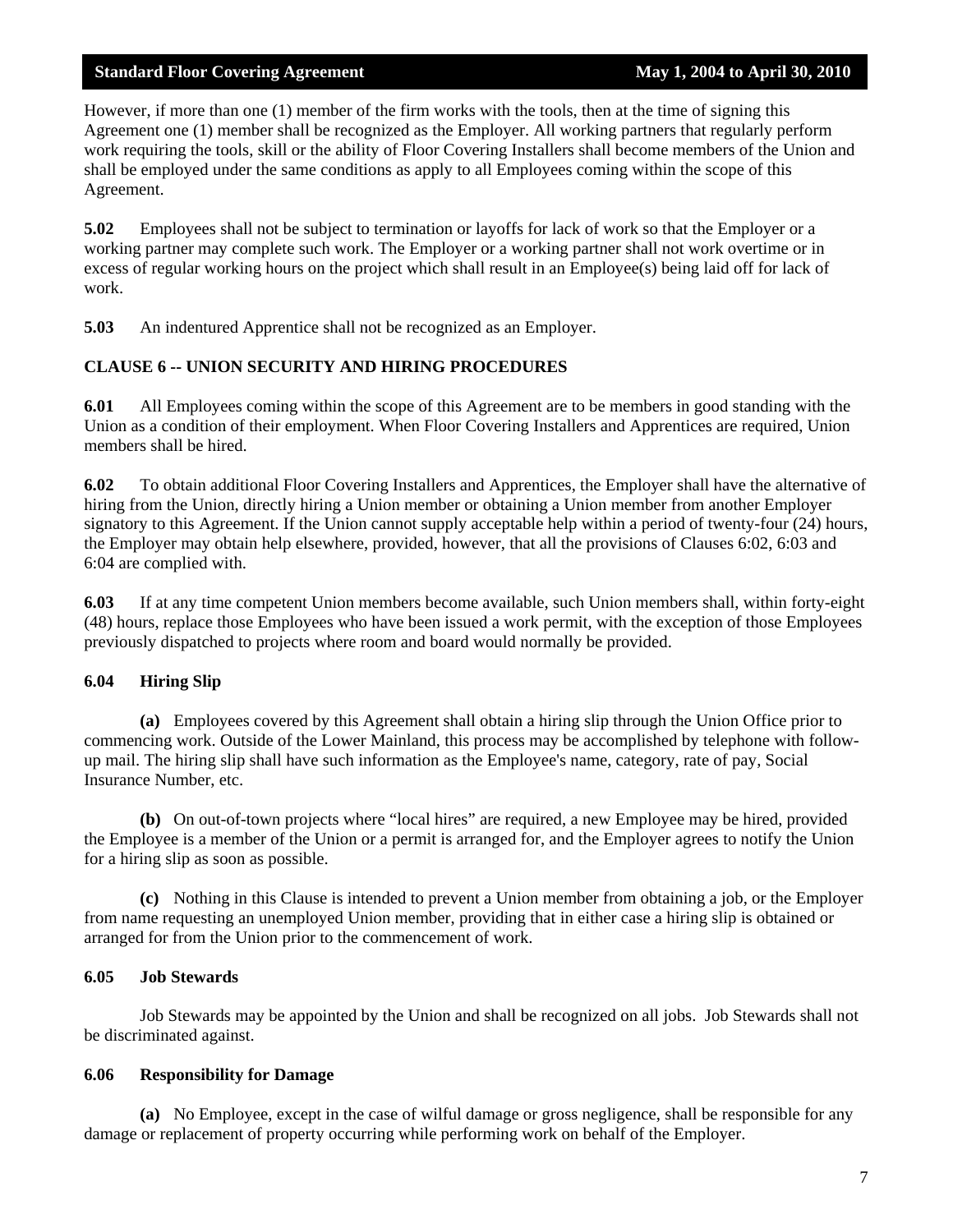However, if more than one (1) member of the firm works with the tools, then at the time of signing this Agreement one (1) member shall be recognized as the Employer. All working partners that regularly perform work requiring the tools, skill or the ability of Floor Covering Installers shall become members of the Union and shall be employed under the same conditions as apply to all Employees coming within the scope of this Agreement.

**5.02** Employees shall not be subject to termination or layoffs for lack of work so that the Employer or a working partner may complete such work. The Employer or a working partner shall not work overtime or in excess of regular working hours on the project which shall result in an Employee(s) being laid off for lack of work.

**5.03** An indentured Apprentice shall not be recognized as an Employer.

## CLAUSE 6 -- UNION SECURITY AND HIRING PROCEDURES

**6.01** All Employees coming within the scope of this Agreement are to be members in good standing with the Union as a condition of their employment. When Floor Covering Installers and Apprentices are required, Union members shall be hired.

**6.02** To obtain additional Floor Covering Installers and Apprentices, the Employer shall have the alternative of hiring from the Union, directly hiring a Union member or obtaining a Union member from another Employer signatory to this Agreement. If the Union cannot supply acceptable help within a period of twenty-four (24) hours, the Employer may obtain help elsewhere, provided, however, that all the provisions of Clauses 6:02, 6:03 and 6:04 are complied with.

**6.03** If at any time competent Union members become available, such Union members shall, within forty-eight (48) hours, replace those Employees who have been issued a work permit, with the exception of those Employees previously dispatched to projects where room and board would normally be provided.

### 6.04 Hiring Slip

**(a)** Employees covered by this Agreement shall obtain a hiring slip through the Union Office prior to commencing work. Outside of the Lower Mainland, this process may be accomplished by telephone with follow-up mail. The hiring slip shall have such information as the Employee's name, category, rate of pay, Social Insurance Number, etc.

**(b)** On out-of-town projects where "local hires" are required, a new Employee may be hired, provided the Employee is a member of the Union or a permit is arranged for, and the Employer agrees to notify the Union for a hiring slip as soon as possible.

**(c)** Nothing in this Clause is intended to prevent a Union member from obtaining a job, or the Employer from name requesting an unemployed Union member, providing that in either case a hiring slip is obtained or arranged for from the Union prior to the commencement of work.

### 6.05 Job Stewards

Job Stewards may be appointed by the Union and shall be recognized on all jobs. Job Stewards shall not be discriminated against.

### 6.06 Responsibility for Damage

**(a)** No Employee, except in the case of wilful damage or gross negligence, shall be responsible for any damage or replacement of property occurring while performing work on behalf of the Employer.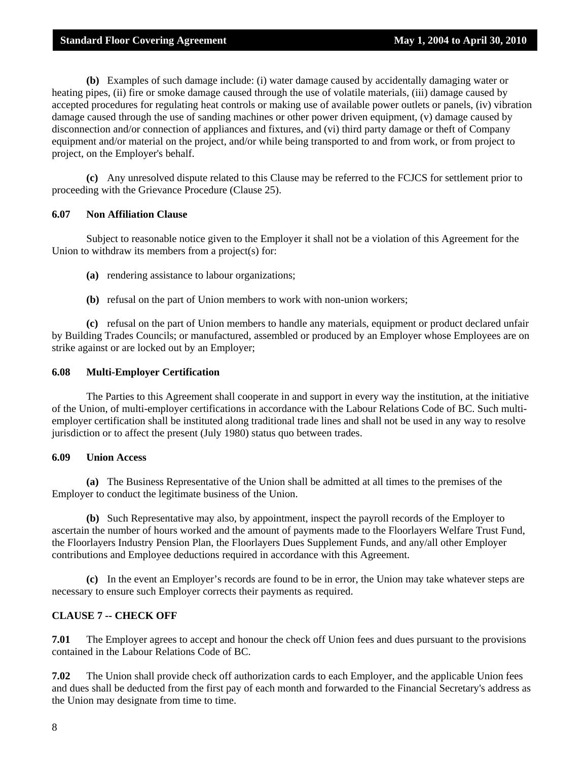**(b)** Examples of such damage include: (i) water damage caused by accidentally damaging water or heating pipes, (ii) fire or smoke damage caused through the use of volatile materials, (iii) damage caused by accepted procedures for regulating heat controls or making use of available power outlets or panels, (iv) vibration damage caused through the use of sanding machines or other power driven equipment, (v) damage caused by disconnection and/or connection of appliances and fixtures, and (vi) third party damage or theft of Company equipment and/or material on the project, and/or while being transported to and from work, or from project to project, on the Employer's behalf.

**(c)** Any unresolved dispute related to this Clause may be referred to the FCJCS for settlement prior to proceeding with the Grievance Procedure (Clause 25).

### 6.07 Non Affiliation Clause

Subject to reasonable notice given to the Employer it shall not be a violation of this Agreement for the Union to withdraw its members from a project(s) for:

**(a)** rendering assistance to labour organizations;

**(b)** refusal on the part of Union members to work with non-union workers;

**(c)** refusal on the part of Union members to handle any materials, equipment or product declared unfair by Building Trades Councils; or manufactured, assembled or produced by an Employer whose Employees are on strike against or are locked out by an Employer;

### 6.08 Multi-Employer Certification

The Parties to this Agreement shall cooperate in and support in every way the institution, at the initiative of the Union, of multi-employer certifications in accordance with the Labour Relations Code of BC. Such multi-employer certification shall be instituted along traditional trade lines and shall not be used in any way to resolve jurisdiction or to affect the present (July 1980) status quo between trades.

### 6.09 Union Access

**(a)** The Business Representative of the Union shall be admitted at all times to the premises of the Employer to conduct the legitimate business of the Union.

**(b)** Such Representative may also, by appointment, inspect the payroll records of the Employer to ascertain the number of hours worked and the amount of payments made to the Floorlayers Welfare Trust Fund, the Floorlayers Industry Pension Plan, the Floorlayers Dues Supplement Funds, and any/all other Employer contributions and Employee deductions required in accordance with this Agreement.

**(c)** In the event an Employer's records are found to be in error, the Union may take whatever steps are necessary to ensure such Employer corrects their payments as required.

## CLAUSE 7 -- CHECK OFF

**7.01** The Employer agrees to accept and honour the check off Union fees and dues pursuant to the provisions contained in the Labour Relations Code of BC.

**7.02** The Union shall provide check off authorization cards to each Employer, and the applicable Union fees and dues shall be deducted from the first pay of each month and forwarded to the Financial Secretary's address as the Union may designate from time to time.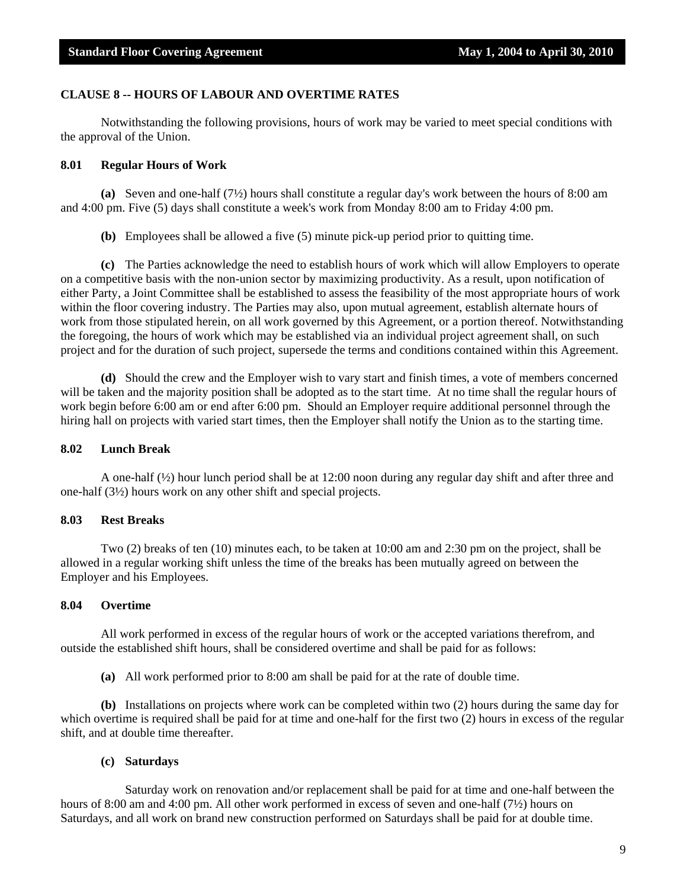## CLAUSE 8 -- HOURS OF LABOUR AND OVERTIME RATES

Notwithstanding the following provisions, hours of work may be varied to meet special conditions with the approval of the Union.

### 8.01 Regular Hours of Work

**(a)** Seven and one-half (7½) hours shall constitute a regular day's work between the hours of 8:00 am and 4:00 pm. Five (5) days shall constitute a week's work from Monday 8:00 am to Friday 4:00 pm.

**(b)** Employees shall be allowed a five (5) minute pick-up period prior to quitting time.

**(c)** The Parties acknowledge the need to establish hours of work which will allow Employers to operate on a competitive basis with the non-union sector by maximizing productivity. As a result, upon notification of either Party, a Joint Committee shall be established to assess the feasibility of the most appropriate hours of work within the floor covering industry. The Parties may also, upon mutual agreement, establish alternate hours of work from those stipulated herein, on all work governed by this Agreement, or a portion thereof. Notwithstanding the foregoing, the hours of work which may be established via an individual project agreement shall, on such project and for the duration of such project, supersede the terms and conditions contained within this Agreement.

**(d)** Should the crew and the Employer wish to vary start and finish times, a vote of members concerned will be taken and the majority position shall be adopted as to the start time. At no time shall the regular hours of work begin before 6:00 am or end after 6:00 pm. Should an Employer require additional personnel through the hiring hall on projects with varied start times, then the Employer shall notify the Union as to the starting time.

### 8.02 Lunch Break

A one-half (½) hour lunch period shall be at 12:00 noon during any regular day shift and after three and one-half (3½) hours work on any other shift and special projects.

### 8.03 Rest Breaks

Two (2) breaks of ten (10) minutes each, to be taken at 10:00 am and 2:30 pm on the project, shall be allowed in a regular working shift unless the time of the breaks has been mutually agreed on between the Employer and his Employees.

### 8.04 Overtime

All work performed in excess of the regular hours of work or the accepted variations therefrom, and outside the established shift hours, shall be considered overtime and shall be paid for as follows:

**(a)** All work performed prior to 8:00 am shall be paid for at the rate of double time.

**(b)** Installations on projects where work can be completed within two (2) hours during the same day for which overtime is required shall be paid for at time and one-half for the first two (2) hours in excess of the regular shift, and at double time thereafter.

**(c) Saturdays**

Saturday work on renovation and/or replacement shall be paid for at time and one-half between the hours of 8:00 am and 4:00 pm. All other work performed in excess of seven and one-half (7½) hours on Saturdays, and all work on brand new construction performed on Saturdays shall be paid for at double time.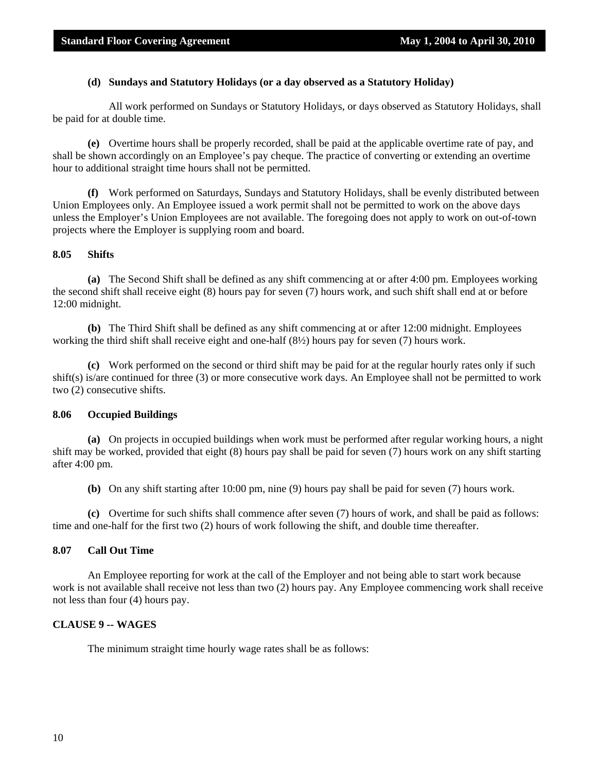**(d) Sundays and Statutory Holidays (or a day observed as a Statutory Holiday)**

All work performed on Sundays or Statutory Holidays, or days observed as Statutory Holidays, shall be paid for at double time.

**(e)** Overtime hours shall be properly recorded, shall be paid at the applicable overtime rate of pay, and shall be shown accordingly on an Employee's pay cheque. The practice of converting or extending an overtime hour to additional straight time hours shall not be permitted.

**(f)** Work performed on Saturdays, Sundays and Statutory Holidays, shall be evenly distributed between Union Employees only. An Employee issued a work permit shall not be permitted to work on the above days unless the Employer's Union Employees are not available. The foregoing does not apply to work on out-of-town projects where the Employer is supplying room and board.

### 8.05 Shifts

**(a)** The Second Shift shall be defined as any shift commencing at or after 4:00 pm. Employees working the second shift shall receive eight (8) hours pay for seven (7) hours work, and such shift shall end at or before 12:00 midnight.

**(b)** The Third Shift shall be defined as any shift commencing at or after 12:00 midnight. Employees working the third shift shall receive eight and one-half (8½) hours pay for seven (7) hours work.

**(c)** Work performed on the second or third shift may be paid for at the regular hourly rates only if such shift(s) is/are continued for three (3) or more consecutive work days. An Employee shall not be permitted to work two (2) consecutive shifts.

### 8.06 Occupied Buildings

**(a)** On projects in occupied buildings when work must be performed after regular working hours, a night shift may be worked, provided that eight (8) hours pay shall be paid for seven (7) hours work on any shift starting after 4:00 pm.

**(b)** On any shift starting after 10:00 pm, nine (9) hours pay shall be paid for seven (7) hours work.

**(c)** Overtime for such shifts shall commence after seven (7) hours of work, and shall be paid as follows: time and one-half for the first two (2) hours of work following the shift, and double time thereafter.

### 8.07 Call Out Time

An Employee reporting for work at the call of the Employer and not being able to start work because work is not available shall receive not less than two (2) hours pay. Any Employee commencing work shall receive not less than four (4) hours pay.

## CLAUSE 9 -- WAGES

The minimum straight time hourly wage rates shall be as follows: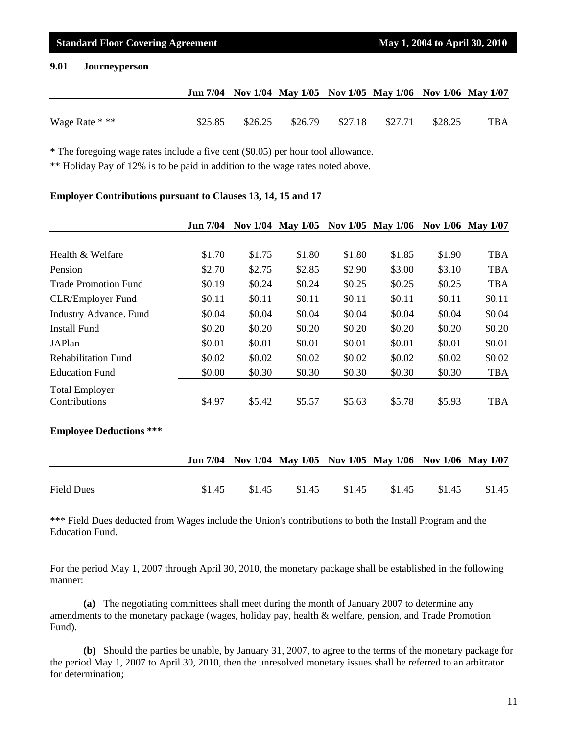### 9.01 Journeyperson

| | Jun 7/04 | Nov 1/04 | May 1/05 | Nov 1/05 | May 1/06 | Nov 1/06 | May 1/07 |
|---|---|---|---|---|---|---|---|
| Wage Rate * ** | $25.85 | $26.25 | $26.79 | $27.18 | $27.71 | $28.25 | TBA |

* The foregoing wage rates include a five cent ($0.05) per hour tool allowance.

** Holiday Pay of 12% is to be paid in addition to the wage rates noted above.

**Employer Contributions pursuant to Clauses 13, 14, 15 and 17**

| | Jun 7/04 | Nov 1/04 | May 1/05 | Nov 1/05 | May 1/06 | Nov 1/06 | May 1/07 |
|---|---|---|---|---|---|---|---|
| Health & Welfare | $1.70 | $1.75 | $1.80 | $1.80 | $1.85 | $1.90 | TBA |
| Pension | $2.70 | $2.75 | $2.85 | $2.90 | $3.00 | $3.10 | TBA |
| Trade Promotion Fund | $0.19 | $0.24 | $0.24 | $0.25 | $0.25 | $0.25 | TBA |
| CLR/Employer Fund | $0.11 | $0.11 | $0.11 | $0.11 | $0.11 | $0.11 | $0.11 |
| Industry Advance. Fund | $0.04 | $0.04 | $0.04 | $0.04 | $0.04 | $0.04 | $0.04 |
| Install Fund | $0.20 | $0.20 | $0.20 | $0.20 | $0.20 | $0.20 | $0.20 |
| JAPlan | $0.01 | $0.01 | $0.01 | $0.01 | $0.01 | $0.01 | $0.01 |
| Rehabilitation Fund | $0.02 | $0.02 | $0.02 | $0.02 | $0.02 | $0.02 | $0.02 |
| Education Fund | $0.00 | $0.30 | $0.30 | $0.30 | $0.30 | $0.30 | TBA |
| Total Employer Contributions | $4.97 | $5.42 | $5.57 | $5.63 | $5.78 | $5.93 | TBA |

**Employee Deductions *****

| | Jun 7/04 | Nov 1/04 | May 1/05 | Nov 1/05 | May 1/06 | Nov 1/06 | May 1/07 |
|---|---|---|---|---|---|---|---|
| Field Dues | $1.45 | $1.45 | $1.45 | $1.45 | $1.45 | $1.45 | $1.45 |

*** Field Dues deducted from Wages include the Union's contributions to both the Install Program and the Education Fund.

For the period May 1, 2007 through April 30, 2010, the monetary package shall be established in the following manner:

**(a)** The negotiating committees shall meet during the month of January 2007 to determine any amendments to the monetary package (wages, holiday pay, health & welfare, pension, and Trade Promotion Fund).

**(b)** Should the parties be unable, by January 31, 2007, to agree to the terms of the monetary package for the period May 1, 2007 to April 30, 2010, then the unresolved monetary issues shall be referred to an arbitrator for determination;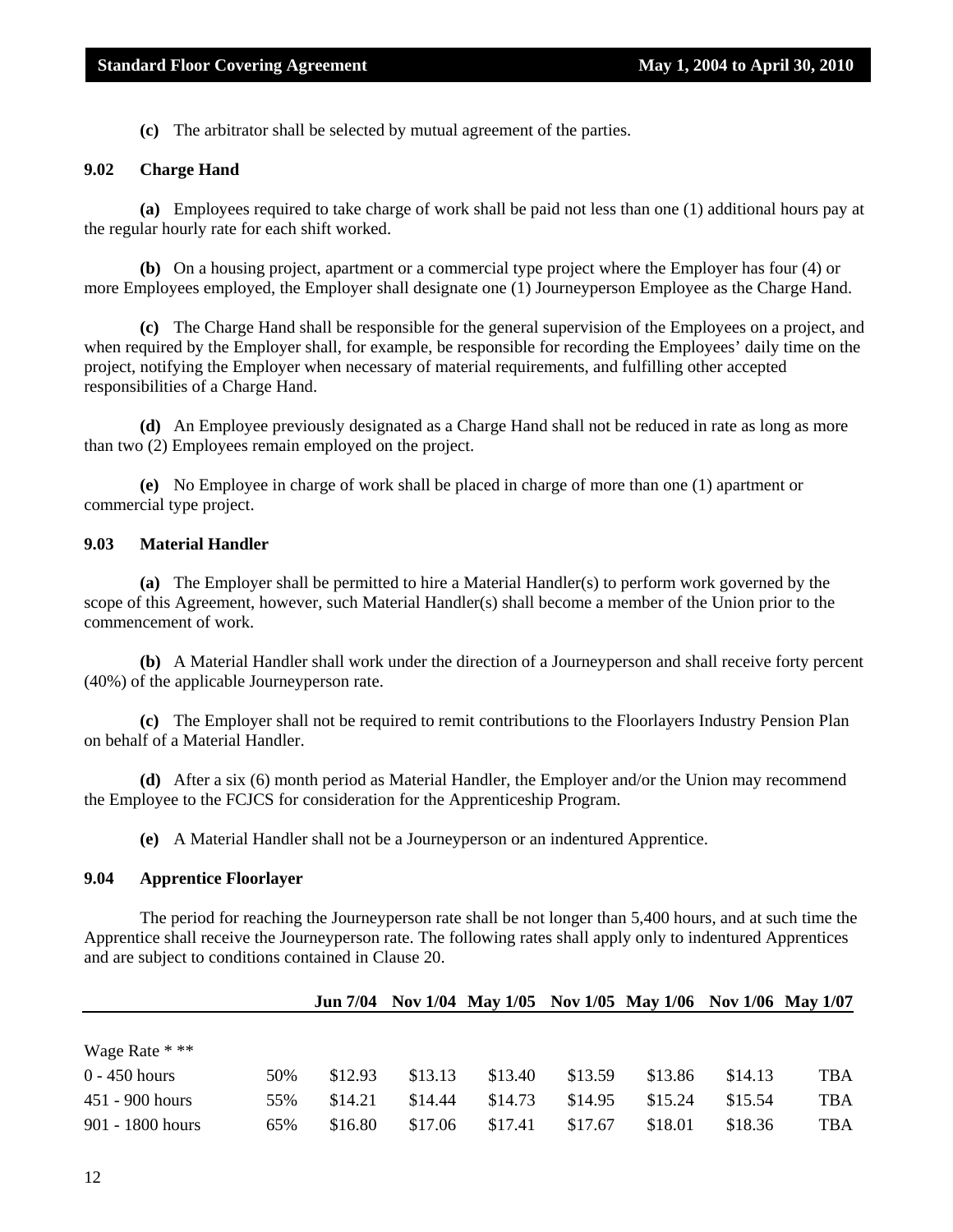**(c)** The arbitrator shall be selected by mutual agreement of the parties.

### 9.02 Charge Hand

**(a)** Employees required to take charge of work shall be paid not less than one (1) additional hours pay at the regular hourly rate for each shift worked.

**(b)** On a housing project, apartment or a commercial type project where the Employer has four (4) or more Employees employed, the Employer shall designate one (1) Journeyperson Employee as the Charge Hand.

**(c)** The Charge Hand shall be responsible for the general supervision of the Employees on a project, and when required by the Employer shall, for example, be responsible for recording the Employees' daily time on the project, notifying the Employer when necessary of material requirements, and fulfilling other accepted responsibilities of a Charge Hand.

**(d)** An Employee previously designated as a Charge Hand shall not be reduced in rate as long as more than two (2) Employees remain employed on the project.

**(e)** No Employee in charge of work shall be placed in charge of more than one (1) apartment or commercial type project.

### 9.03 Material Handler

**(a)** The Employer shall be permitted to hire a Material Handler(s) to perform work governed by the scope of this Agreement, however, such Material Handler(s) shall become a member of the Union prior to the commencement of work.

**(b)** A Material Handler shall work under the direction of a Journeyperson and shall receive forty percent (40%) of the applicable Journeyperson rate.

**(c)** The Employer shall not be required to remit contributions to the Floorlayers Industry Pension Plan on behalf of a Material Handler.

**(d)** After a six (6) month period as Material Handler, the Employer and/or the Union may recommend the Employee to the FCJCS for consideration for the Apprenticeship Program.

**(e)** A Material Handler shall not be a Journeyperson or an indentured Apprentice.

### 9.04 Apprentice Floorlayer

The period for reaching the Journeyperson rate shall be not longer than 5,400 hours, and at such time the Apprentice shall receive the Journeyperson rate. The following rates shall apply only to indentured Apprentices and are subject to conditions contained in Clause 20.

| | | Jun 7/04 | Nov 1/04 | May 1/05 | Nov 1/05 | May 1/06 | Nov 1/06 | May 1/07 |
|---|---|---|---|---|---|---|---|---|
| Wage Rate * ** | | | | | | | | |
| 0 - 450 hours | 50% | $12.93 | $13.13 | $13.40 | $13.59 | $13.86 | $14.13 | TBA |
| 451 - 900 hours | 55% | $14.21 | $14.44 | $14.73 | $14.95 | $15.24 | $15.54 | TBA |
| 901 - 1800 hours | 65% | $16.80 | $17.06 | $17.41 | $17.67 | $18.01 | $18.36 | TBA |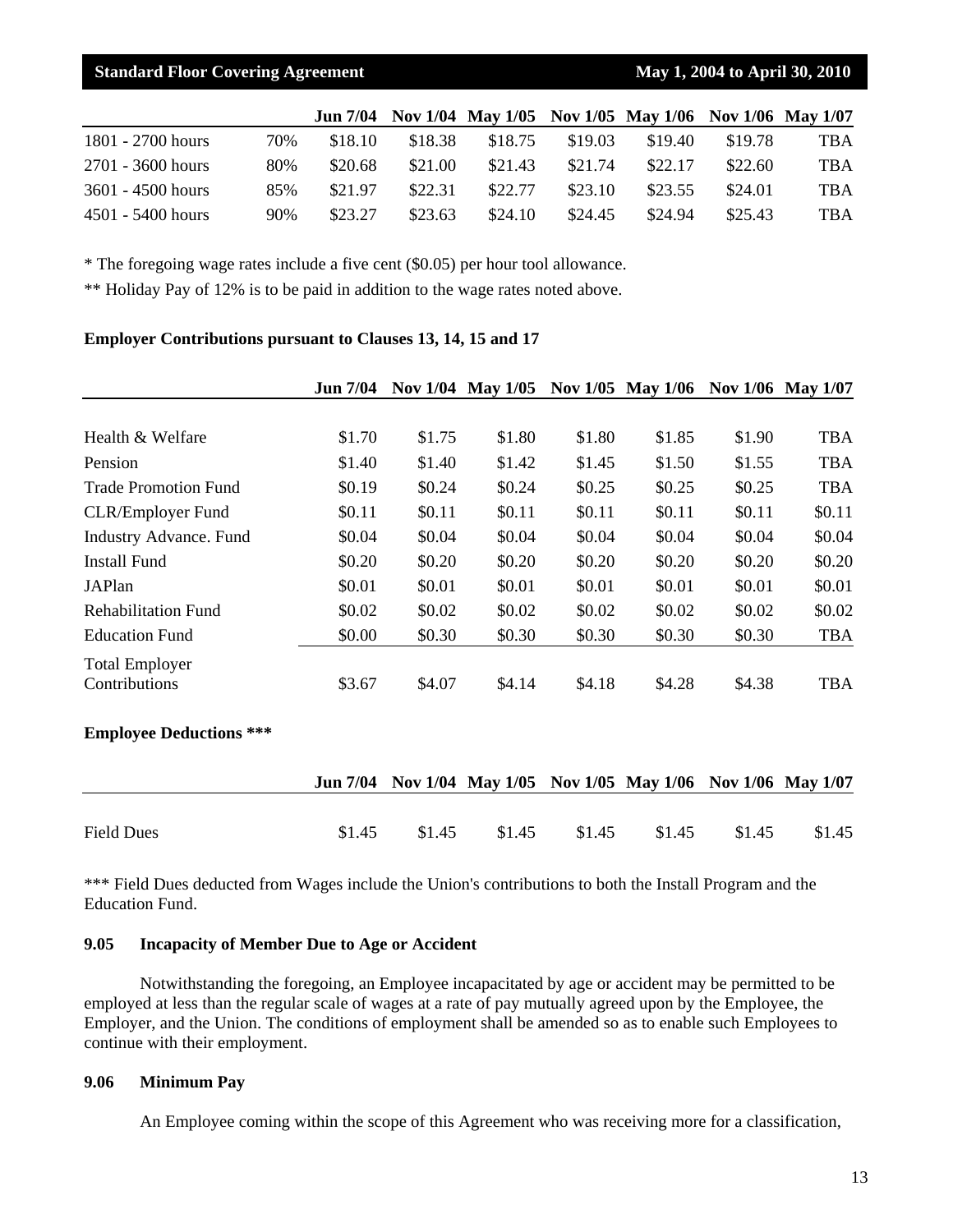| | | Jun 7/04 | Nov 1/04 | May 1/05 | Nov 1/05 | May 1/06 | Nov 1/06 | May 1/07 |
|---|---|---|---|---|---|---|---|---|
| 1801 - 2700 hours | 70% | $18.10 | $18.38 | $18.75 | $19.03 | $19.40 | $19.78 | TBA |
| 2701 - 3600 hours | 80% | $20.68 | $21.00 | $21.43 | $21.74 | $22.17 | $22.60 | TBA |
| 3601 - 4500 hours | 85% | $21.97 | $22.31 | $22.77 | $23.10 | $23.55 | $24.01 | TBA |
| 4501 - 5400 hours | 90% | $23.27 | $23.63 | $24.10 | $24.45 | $24.94 | $25.43 | TBA |

* The foregoing wage rates include a five cent ($0.05) per hour tool allowance.

** Holiday Pay of 12% is to be paid in addition to the wage rates noted above.

**Employer Contributions pursuant to Clauses 13, 14, 15 and 17**

| | Jun 7/04 | Nov 1/04 | May 1/05 | Nov 1/05 | May 1/06 | Nov 1/06 | May 1/07 |
|---|---|---|---|---|---|---|---|
| Health & Welfare | $1.70 | $1.75 | $1.80 | $1.80 | $1.85 | $1.90 | TBA |
| Pension | $1.40 | $1.40 | $1.42 | $1.45 | $1.50 | $1.55 | TBA |
| Trade Promotion Fund | $0.19 | $0.24 | $0.24 | $0.25 | $0.25 | $0.25 | TBA |
| CLR/Employer Fund | $0.11 | $0.11 | $0.11 | $0.11 | $0.11 | $0.11 | $0.11 |
| Industry Advance. Fund | $0.04 | $0.04 | $0.04 | $0.04 | $0.04 | $0.04 | $0.04 |
| Install Fund | $0.20 | $0.20 | $0.20 | $0.20 | $0.20 | $0.20 | $0.20 |
| JAPlan | $0.01 | $0.01 | $0.01 | $0.01 | $0.01 | $0.01 | $0.01 |
| Rehabilitation Fund | $0.02 | $0.02 | $0.02 | $0.02 | $0.02 | $0.02 | $0.02 |
| Education Fund | $0.00 | $0.30 | $0.30 | $0.30 | $0.30 | $0.30 | TBA |
| Total Employer Contributions | $3.67 | $4.07 | $4.14 | $4.18 | $4.28 | $4.38 | TBA |

**Employee Deductions *****

| | Jun 7/04 | Nov 1/04 | May 1/05 | Nov 1/05 | May 1/06 | Nov 1/06 | May 1/07 |
|---|---|---|---|---|---|---|---|
| Field Dues | $1.45 | $1.45 | $1.45 | $1.45 | $1.45 | $1.45 | $1.45 |

*** Field Dues deducted from Wages include the Union's contributions to both the Install Program and the Education Fund.

### 9.05 Incapacity of Member Due to Age or Accident

Notwithstanding the foregoing, an Employee incapacitated by age or accident may be permitted to be employed at less than the regular scale of wages at a rate of pay mutually agreed upon by the Employee, the Employer, and the Union. The conditions of employment shall be amended so as to enable such Employees to continue with their employment.

### 9.06 Minimum Pay

An Employee coming within the scope of this Agreement who was receiving more for a classification,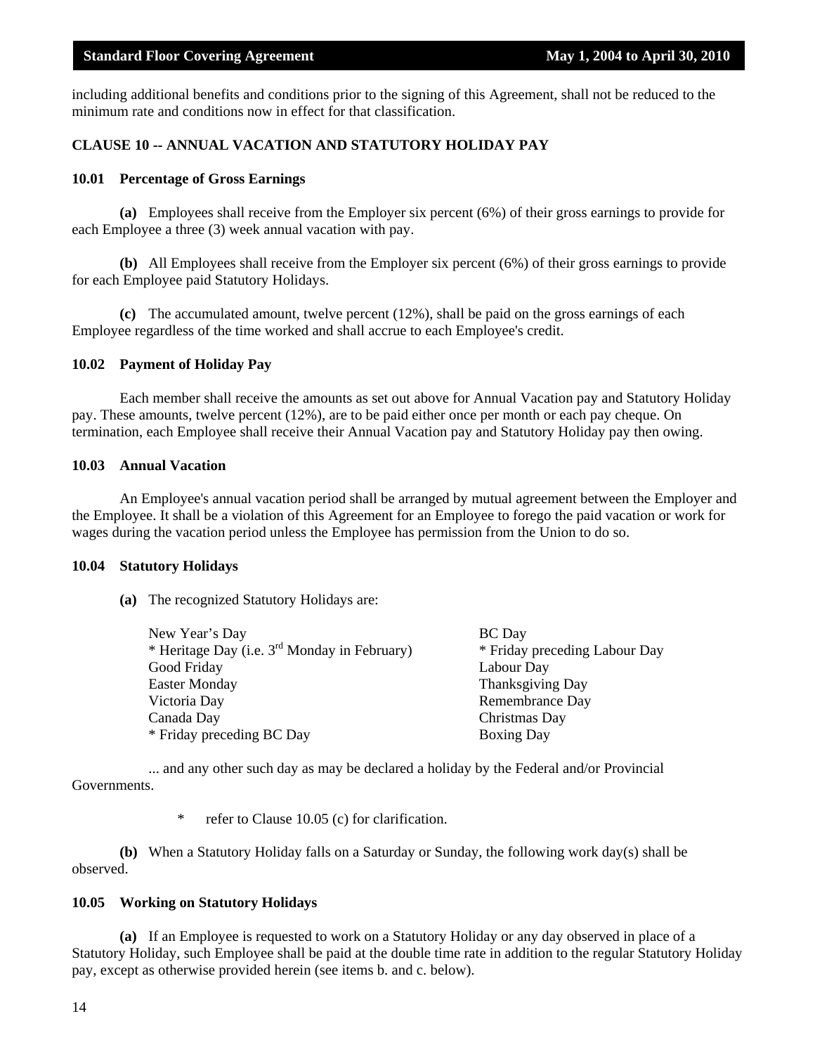including additional benefits and conditions prior to the signing of this Agreement, shall not be reduced to the minimum rate and conditions now in effect for that classification.

## CLAUSE 10 -- ANNUAL VACATION AND STATUTORY HOLIDAY PAY

### 10.01 Percentage of Gross Earnings

**(a)** Employees shall receive from the Employer six percent (6%) of their gross earnings to provide for each Employee a three (3) week annual vacation with pay.

**(b)** All Employees shall receive from the Employer six percent (6%) of their gross earnings to provide for each Employee paid Statutory Holidays.

**(c)** The accumulated amount, twelve percent (12%), shall be paid on the gross earnings of each Employee regardless of the time worked and shall accrue to each Employee's credit.

### 10.02 Payment of Holiday Pay

Each member shall receive the amounts as set out above for Annual Vacation pay and Statutory Holiday pay. These amounts, twelve percent (12%), are to be paid either once per month or each pay cheque. On termination, each Employee shall receive their Annual Vacation pay and Statutory Holiday pay then owing.

### 10.03 Annual Vacation

An Employee's annual vacation period shall be arranged by mutual agreement between the Employer and the Employee. It shall be a violation of this Agreement for an Employee to forego the paid vacation or work for wages during the vacation period unless the Employee has permission from the Union to do so.

### 10.04 Statutory Holidays

**(a)** The recognized Statutory Holidays are:

New Year's Day
* Heritage Day (i.e. 3rd Monday in February)
Good Friday
Easter Monday
Victoria Day
Canada Day
* Friday preceding BC Day
BC Day
* Friday preceding Labour Day
Labour Day
Thanksgiving Day
Remembrance Day
Christmas Day
Boxing Day

... and any other such day as may be declared a holiday by the Federal and/or Provincial Governments.

* refer to Clause 10.05 (c) for clarification.

**(b)** When a Statutory Holiday falls on a Saturday or Sunday, the following work day(s) shall be observed.

### 10.05 Working on Statutory Holidays

**(a)** If an Employee is requested to work on a Statutory Holiday or any day observed in place of a Statutory Holiday, such Employee shall be paid at the double time rate in addition to the regular Statutory Holiday pay, except as otherwise provided herein (see items b. and c. below).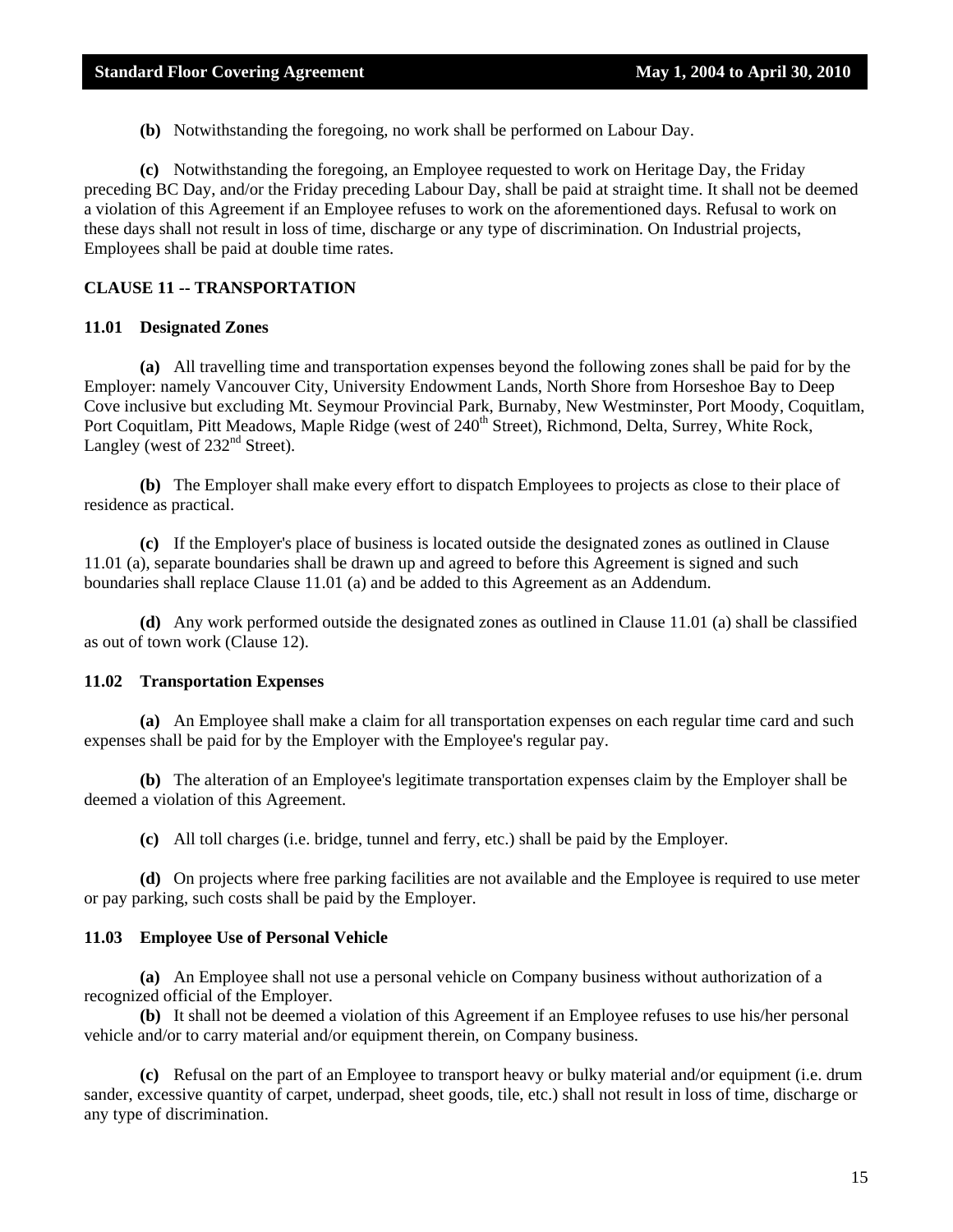**(b)** Notwithstanding the foregoing, no work shall be performed on Labour Day.

**(c)** Notwithstanding the foregoing, an Employee requested to work on Heritage Day, the Friday preceding BC Day, and/or the Friday preceding Labour Day, shall be paid at straight time. It shall not be deemed a violation of this Agreement if an Employee refuses to work on the aforementioned days. Refusal to work on these days shall not result in loss of time, discharge or any type of discrimination. On Industrial projects, Employees shall be paid at double time rates.

## CLAUSE 11 -- TRANSPORTATION

### 11.01 Designated Zones

**(a)** All travelling time and transportation expenses beyond the following zones shall be paid for by the Employer: namely Vancouver City, University Endowment Lands, North Shore from Horseshoe Bay to Deep Cove inclusive but excluding Mt. Seymour Provincial Park, Burnaby, New Westminster, Port Moody, Coquitlam, Port Coquitlam, Pitt Meadows, Maple Ridge (west of 240th Street), Richmond, Delta, Surrey, White Rock, Langley (west of 232nd Street).

**(b)** The Employer shall make every effort to dispatch Employees to projects as close to their place of residence as practical.

**(c)** If the Employer's place of business is located outside the designated zones as outlined in Clause 11.01 (a), separate boundaries shall be drawn up and agreed to before this Agreement is signed and such boundaries shall replace Clause 11.01 (a) and be added to this Agreement as an Addendum.

**(d)** Any work performed outside the designated zones as outlined in Clause 11.01 (a) shall be classified as out of town work (Clause 12).

### 11.02 Transportation Expenses

**(a)** An Employee shall make a claim for all transportation expenses on each regular time card and such expenses shall be paid for by the Employer with the Employee's regular pay.

**(b)** The alteration of an Employee's legitimate transportation expenses claim by the Employer shall be deemed a violation of this Agreement.

**(c)** All toll charges (i.e. bridge, tunnel and ferry, etc.) shall be paid by the Employer.

**(d)** On projects where free parking facilities are not available and the Employee is required to use meter or pay parking, such costs shall be paid by the Employer.

### 11.03 Employee Use of Personal Vehicle

**(a)** An Employee shall not use a personal vehicle on Company business without authorization of a recognized official of the Employer.

**(b)** It shall not be deemed a violation of this Agreement if an Employee refuses to use his/her personal vehicle and/or to carry material and/or equipment therein, on Company business.

**(c)** Refusal on the part of an Employee to transport heavy or bulky material and/or equipment (i.e. drum sander, excessive quantity of carpet, underpad, sheet goods, tile, etc.) shall not result in loss of time, discharge or any type of discrimination.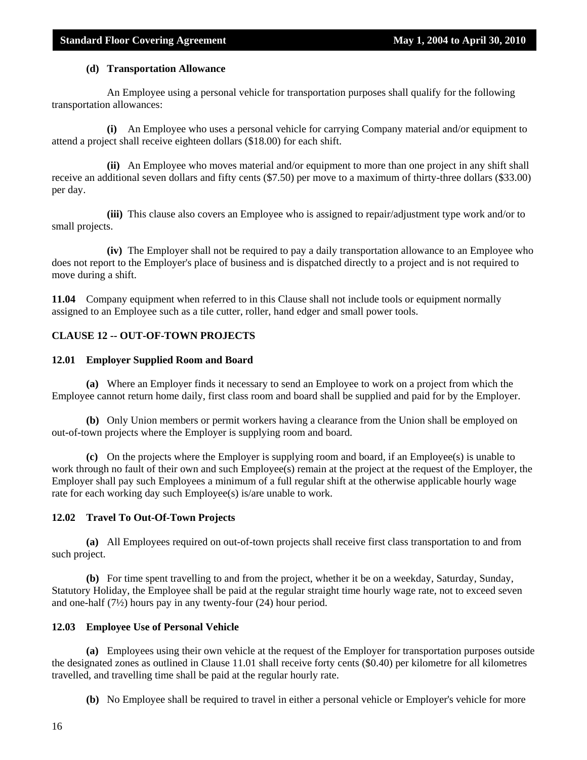**(d) Transportation Allowance**

An Employee using a personal vehicle for transportation purposes shall qualify for the following transportation allowances:

**(i)** An Employee who uses a personal vehicle for carrying Company material and/or equipment to attend a project shall receive eighteen dollars ($18.00) for each shift.

**(ii)** An Employee who moves material and/or equipment to more than one project in any shift shall receive an additional seven dollars and fifty cents ($7.50) per move to a maximum of thirty-three dollars ($33.00) per day.

**(iii)** This clause also covers an Employee who is assigned to repair/adjustment type work and/or to small projects.

**(iv)** The Employer shall not be required to pay a daily transportation allowance to an Employee who does not report to the Employer's place of business and is dispatched directly to a project and is not required to move during a shift.

**11.04** Company equipment when referred to in this Clause shall not include tools or equipment normally assigned to an Employee such as a tile cutter, roller, hand edger and small power tools.

## CLAUSE 12 -- OUT-OF-TOWN PROJECTS

### 12.01 Employer Supplied Room and Board

**(a)** Where an Employer finds it necessary to send an Employee to work on a project from which the Employee cannot return home daily, first class room and board shall be supplied and paid for by the Employer.

**(b)** Only Union members or permit workers having a clearance from the Union shall be employed on out-of-town projects where the Employer is supplying room and board.

**(c)** On the projects where the Employer is supplying room and board, if an Employee(s) is unable to work through no fault of their own and such Employee(s) remain at the project at the request of the Employer, the Employer shall pay such Employees a minimum of a full regular shift at the otherwise applicable hourly wage rate for each working day such Employee(s) is/are unable to work.

### 12.02 Travel To Out-Of-Town Projects

**(a)** All Employees required on out-of-town projects shall receive first class transportation to and from such project.

**(b)** For time spent travelling to and from the project, whether it be on a weekday, Saturday, Sunday, Statutory Holiday, the Employee shall be paid at the regular straight time hourly wage rate, not to exceed seven and one-half (7½) hours pay in any twenty-four (24) hour period.

### 12.03 Employee Use of Personal Vehicle

**(a)** Employees using their own vehicle at the request of the Employer for transportation purposes outside the designated zones as outlined in Clause 11.01 shall receive forty cents ($0.40) per kilometre for all kilometres travelled, and travelling time shall be paid at the regular hourly rate.

**(b)** No Employee shall be required to travel in either a personal vehicle or Employer's vehicle for more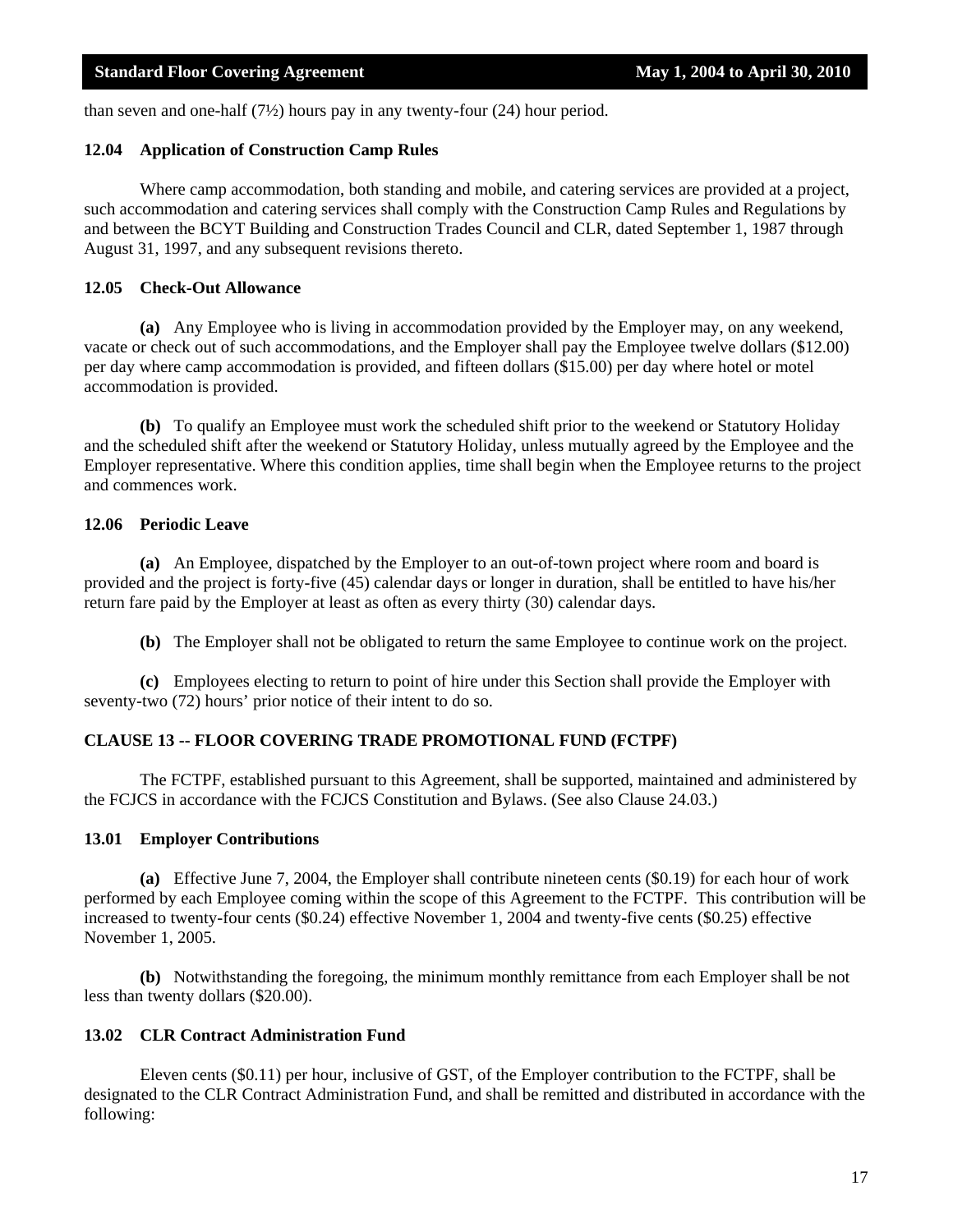than seven and one-half (7½) hours pay in any twenty-four (24) hour period.

### 12.04 Application of Construction Camp Rules

Where camp accommodation, both standing and mobile, and catering services are provided at a project, such accommodation and catering services shall comply with the Construction Camp Rules and Regulations by and between the BCYT Building and Construction Trades Council and CLR, dated September 1, 1987 through August 31, 1997, and any subsequent revisions thereto.

### 12.05 Check-Out Allowance

**(a)** Any Employee who is living in accommodation provided by the Employer may, on any weekend, vacate or check out of such accommodations, and the Employer shall pay the Employee twelve dollars ($12.00) per day where camp accommodation is provided, and fifteen dollars ($15.00) per day where hotel or motel accommodation is provided.

**(b)** To qualify an Employee must work the scheduled shift prior to the weekend or Statutory Holiday and the scheduled shift after the weekend or Statutory Holiday, unless mutually agreed by the Employee and the Employer representative. Where this condition applies, time shall begin when the Employee returns to the project and commences work.

### 12.06 Periodic Leave

**(a)** An Employee, dispatched by the Employer to an out-of-town project where room and board is provided and the project is forty-five (45) calendar days or longer in duration, shall be entitled to have his/her return fare paid by the Employer at least as often as every thirty (30) calendar days.

**(b)** The Employer shall not be obligated to return the same Employee to continue work on the project.

**(c)** Employees electing to return to point of hire under this Section shall provide the Employer with seventy-two (72) hours' prior notice of their intent to do so.

## CLAUSE 13 -- FLOOR COVERING TRADE PROMOTIONAL FUND (FCTPF)

The FCTPF, established pursuant to this Agreement, shall be supported, maintained and administered by the FCJCS in accordance with the FCJCS Constitution and Bylaws. (See also Clause 24.03.)

### 13.01 Employer Contributions

**(a)** Effective June 7, 2004, the Employer shall contribute nineteen cents ($0.19) for each hour of work performed by each Employee coming within the scope of this Agreement to the FCTPF. This contribution will be increased to twenty-four cents ($0.24) effective November 1, 2004 and twenty-five cents ($0.25) effective November 1, 2005.

**(b)** Notwithstanding the foregoing, the minimum monthly remittance from each Employer shall be not less than twenty dollars ($20.00).

### 13.02 CLR Contract Administration Fund

Eleven cents ($0.11) per hour, inclusive of GST, of the Employer contribution to the FCTPF, shall be designated to the CLR Contract Administration Fund, and shall be remitted and distributed in accordance with the following: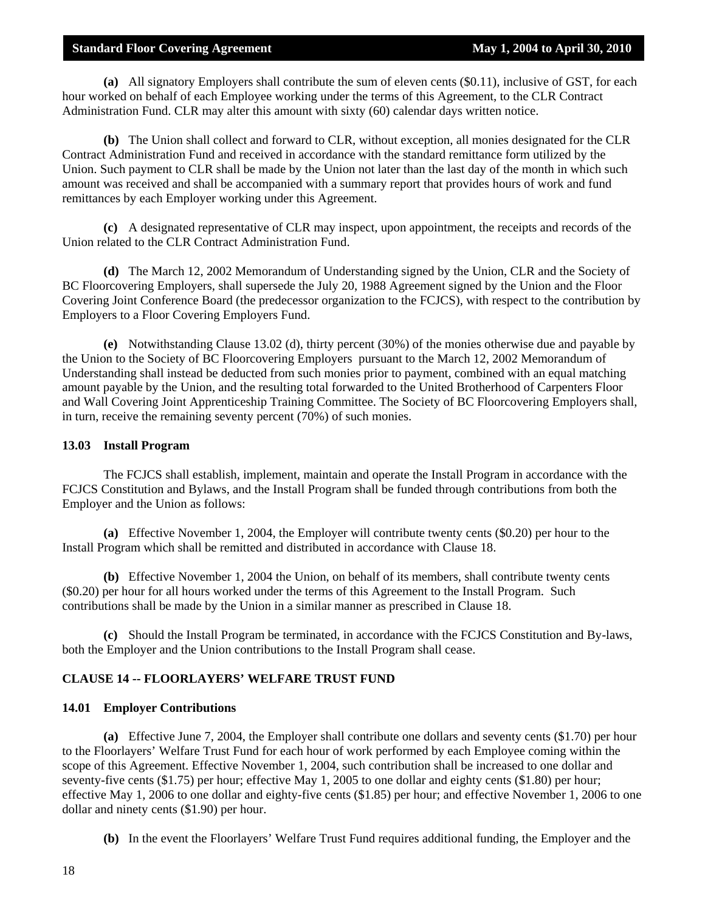**(a)** All signatory Employers shall contribute the sum of eleven cents ($0.11), inclusive of GST, for each hour worked on behalf of each Employee working under the terms of this Agreement, to the CLR Contract Administration Fund. CLR may alter this amount with sixty (60) calendar days written notice.

**(b)** The Union shall collect and forward to CLR, without exception, all monies designated for the CLR Contract Administration Fund and received in accordance with the standard remittance form utilized by the Union. Such payment to CLR shall be made by the Union not later than the last day of the month in which such amount was received and shall be accompanied with a summary report that provides hours of work and fund remittances by each Employer working under this Agreement.

**(c)** A designated representative of CLR may inspect, upon appointment, the receipts and records of the Union related to the CLR Contract Administration Fund.

**(d)** The March 12, 2002 Memorandum of Understanding signed by the Union, CLR and the Society of BC Floorcovering Employers, shall supersede the July 20, 1988 Agreement signed by the Union and the Floor Covering Joint Conference Board (the predecessor organization to the FCJCS), with respect to the contribution by Employers to a Floor Covering Employers Fund.

**(e)** Notwithstanding Clause 13.02 (d), thirty percent (30%) of the monies otherwise due and payable by the Union to the Society of BC Floorcovering Employers pursuant to the March 12, 2002 Memorandum of Understanding shall instead be deducted from such monies prior to payment, combined with an equal matching amount payable by the Union, and the resulting total forwarded to the United Brotherhood of Carpenters Floor and Wall Covering Joint Apprenticeship Training Committee. The Society of BC Floorcovering Employers shall, in turn, receive the remaining seventy percent (70%) of such monies.

### 13.03 Install Program

The FCJCS shall establish, implement, maintain and operate the Install Program in accordance with the FCJCS Constitution and Bylaws, and the Install Program shall be funded through contributions from both the Employer and the Union as follows:

**(a)** Effective November 1, 2004, the Employer will contribute twenty cents ($0.20) per hour to the Install Program which shall be remitted and distributed in accordance with Clause 18.

**(b)** Effective November 1, 2004 the Union, on behalf of its members, shall contribute twenty cents ($0.20) per hour for all hours worked under the terms of this Agreement to the Install Program. Such contributions shall be made by the Union in a similar manner as prescribed in Clause 18.

**(c)** Should the Install Program be terminated, in accordance with the FCJCS Constitution and By-laws, both the Employer and the Union contributions to the Install Program shall cease.

## CLAUSE 14 -- FLOORLAYERS' WELFARE TRUST FUND

### 14.01 Employer Contributions

**(a)** Effective June 7, 2004, the Employer shall contribute one dollars and seventy cents ($1.70) per hour to the Floorlayers' Welfare Trust Fund for each hour of work performed by each Employee coming within the scope of this Agreement. Effective November 1, 2004, such contribution shall be increased to one dollar and seventy-five cents ($1.75) per hour; effective May 1, 2005 to one dollar and eighty cents ($1.80) per hour; effective May 1, 2006 to one dollar and eighty-five cents ($1.85) per hour; and effective November 1, 2006 to one dollar and ninety cents ($1.90) per hour.

**(b)** In the event the Floorlayers' Welfare Trust Fund requires additional funding, the Employer and the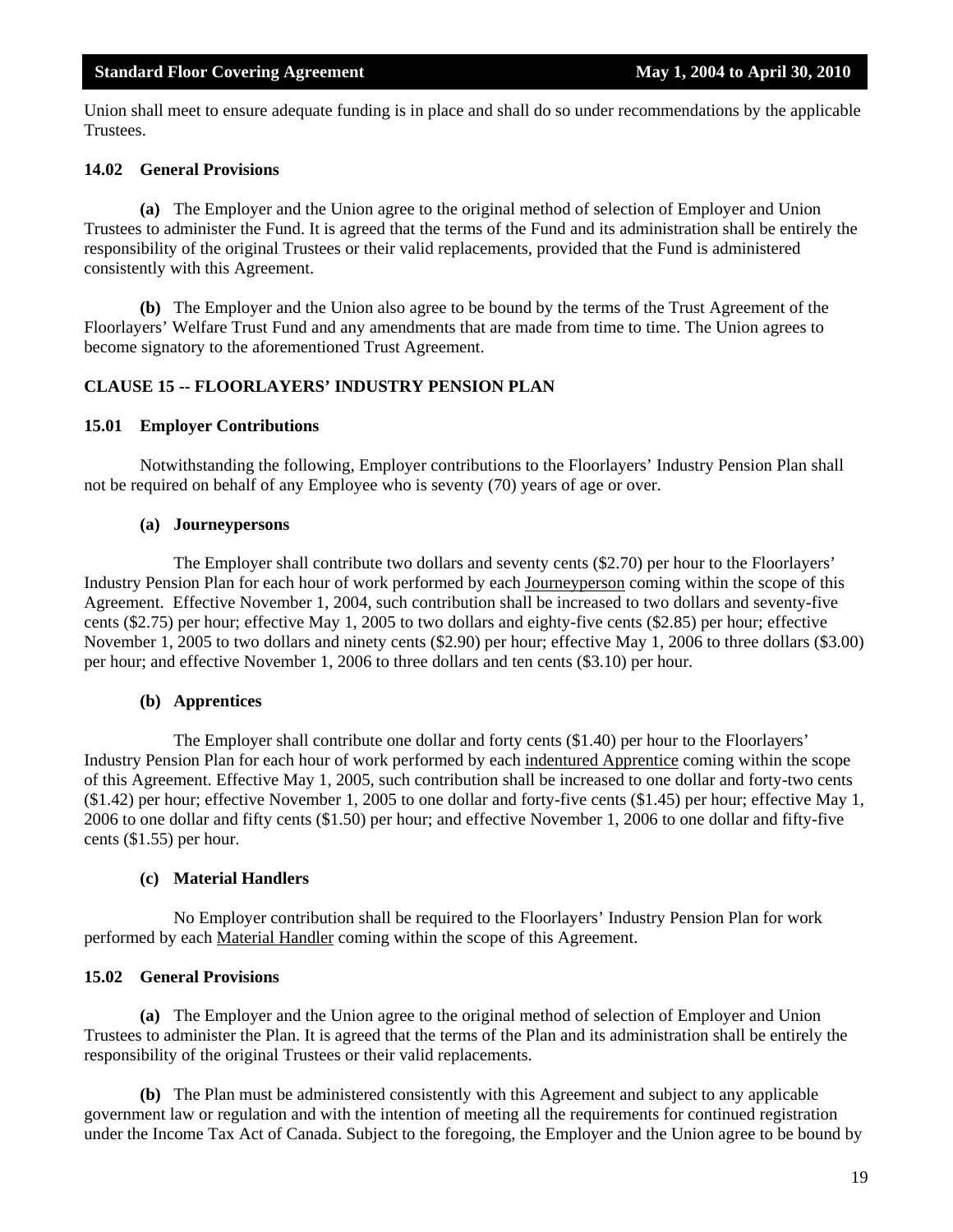Union shall meet to ensure adequate funding is in place and shall do so under recommendations by the applicable Trustees.

### 14.02 General Provisions

**(a)** The Employer and the Union agree to the original method of selection of Employer and Union Trustees to administer the Fund. It is agreed that the terms of the Fund and its administration shall be entirely the responsibility of the original Trustees or their valid replacements, provided that the Fund is administered consistently with this Agreement.

**(b)** The Employer and the Union also agree to be bound by the terms of the Trust Agreement of the Floorlayers' Welfare Trust Fund and any amendments that are made from time to time. The Union agrees to become signatory to the aforementioned Trust Agreement.

## CLAUSE 15 -- FLOORLAYERS' INDUSTRY PENSION PLAN

### 15.01 Employer Contributions

Notwithstanding the following, Employer contributions to the Floorlayers' Industry Pension Plan shall not be required on behalf of any Employee who is seventy (70) years of age or over.

#### (a) Journeypersons

The Employer shall contribute two dollars and seventy cents ($2.70) per hour to the Floorlayers' Industry Pension Plan for each hour of work performed by each Journeyperson coming within the scope of this Agreement. Effective November 1, 2004, such contribution shall be increased to two dollars and seventy-five cents ($2.75) per hour; effective May 1, 2005 to two dollars and eighty-five cents ($2.85) per hour; effective November 1, 2005 to two dollars and ninety cents ($2.90) per hour; effective May 1, 2006 to three dollars ($3.00) per hour; and effective November 1, 2006 to three dollars and ten cents ($3.10) per hour.

#### (b) Apprentices

The Employer shall contribute one dollar and forty cents ($1.40) per hour to the Floorlayers' Industry Pension Plan for each hour of work performed by each indentured Apprentice coming within the scope of this Agreement. Effective May 1, 2005, such contribution shall be increased to one dollar and forty-two cents ($1.42) per hour; effective November 1, 2005 to one dollar and forty-five cents ($1.45) per hour; effective May 1, 2006 to one dollar and fifty cents ($1.50) per hour; and effective November 1, 2006 to one dollar and fifty-five cents ($1.55) per hour.

#### (c) Material Handlers

No Employer contribution shall be required to the Floorlayers' Industry Pension Plan for work performed by each Material Handler coming within the scope of this Agreement.

### 15.02 General Provisions

**(a)** The Employer and the Union agree to the original method of selection of Employer and Union Trustees to administer the Plan. It is agreed that the terms of the Plan and its administration shall be entirely the responsibility of the original Trustees or their valid replacements.

**(b)** The Plan must be administered consistently with this Agreement and subject to any applicable government law or regulation and with the intention of meeting all the requirements for continued registration under the Income Tax Act of Canada. Subject to the foregoing, the Employer and the Union agree to be bound by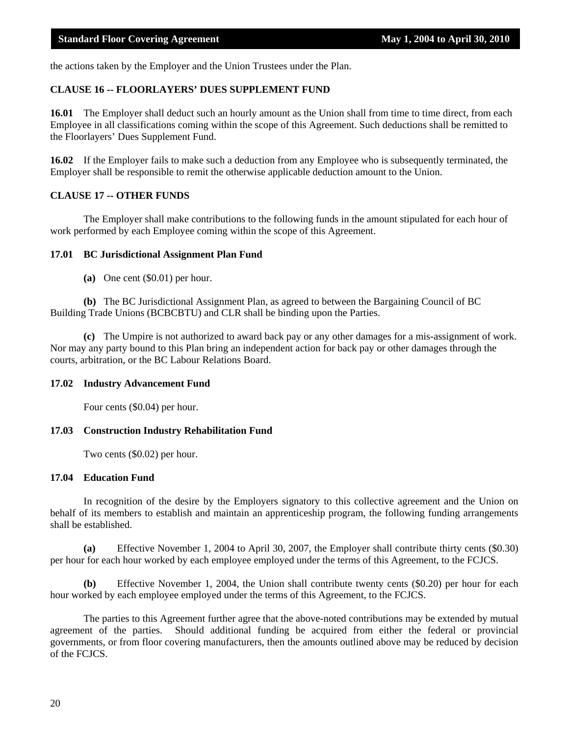the actions taken by the Employer and the Union Trustees under the Plan.

## CLAUSE 16 -- FLOORLAYERS' DUES SUPPLEMENT FUND

**16.01** The Employer shall deduct such an hourly amount as the Union shall from time to time direct, from each Employee in all classifications coming within the scope of this Agreement. Such deductions shall be remitted to the Floorlayers' Dues Supplement Fund.

**16.02** If the Employer fails to make such a deduction from any Employee who is subsequently terminated, the Employer shall be responsible to remit the otherwise applicable deduction amount to the Union.

## CLAUSE 17 -- OTHER FUNDS

The Employer shall make contributions to the following funds in the amount stipulated for each hour of work performed by each Employee coming within the scope of this Agreement.

### 17.01 BC Jurisdictional Assignment Plan Fund

**(a)** One cent ($0.01) per hour.

**(b)** The BC Jurisdictional Assignment Plan, as agreed to between the Bargaining Council of BC Building Trade Unions (BCBCBTU) and CLR shall be binding upon the Parties.

**(c)** The Umpire is not authorized to award back pay or any other damages for a mis-assignment of work. Nor may any party bound to this Plan bring an independent action for back pay or other damages through the courts, arbitration, or the BC Labour Relations Board.

### 17.02 Industry Advancement Fund

Four cents ($0.04) per hour.

### 17.03 Construction Industry Rehabilitation Fund

Two cents ($0.02) per hour.

### 17.04 Education Fund

In recognition of the desire by the Employers signatory to this collective agreement and the Union on behalf of its members to establish and maintain an apprenticeship program, the following funding arrangements shall be established.

**(a)** Effective November 1, 2004 to April 30, 2007, the Employer shall contribute thirty cents ($0.30) per hour for each hour worked by each employee employed under the terms of this Agreement, to the FCJCS.

**(b)** Effective November 1, 2004, the Union shall contribute twenty cents ($0.20) per hour for each hour worked by each employee employed under the terms of this Agreement, to the FCJCS.

The parties to this Agreement further agree that the above-noted contributions may be extended by mutual agreement of the parties. Should additional funding be acquired from either the federal or provincial governments, or from floor covering manufacturers, then the amounts outlined above may be reduced by decision of the FCJCS.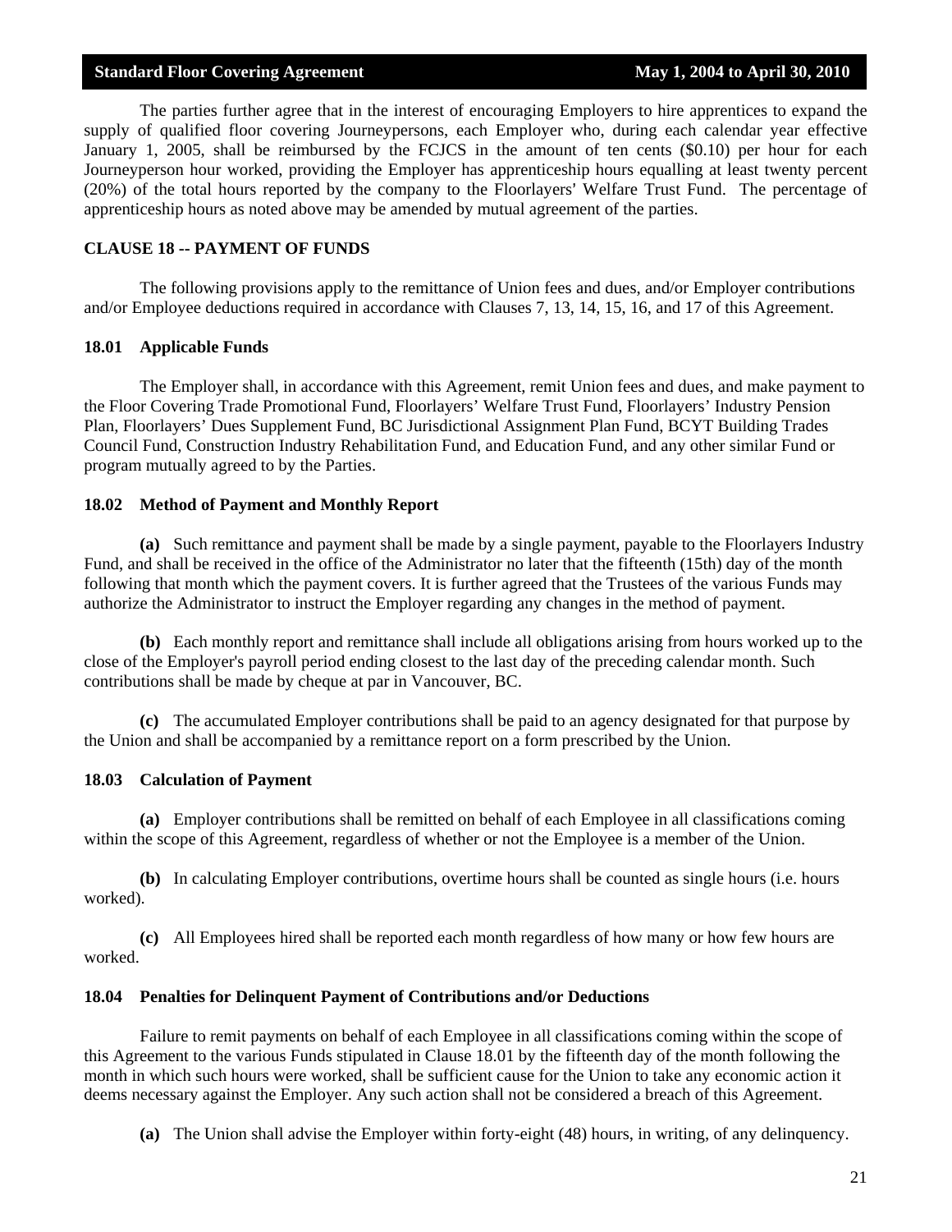The parties further agree that in the interest of encouraging Employers to hire apprentices to expand the supply of qualified floor covering Journeypersons, each Employer who, during each calendar year effective January 1, 2005, shall be reimbursed by the FCJCS in the amount of ten cents ($0.10) per hour for each Journeyperson hour worked, providing the Employer has apprenticeship hours equalling at least twenty percent (20%) of the total hours reported by the company to the Floorlayers' Welfare Trust Fund. The percentage of apprenticeship hours as noted above may be amended by mutual agreement of the parties.

## CLAUSE 18 -- PAYMENT OF FUNDS

The following provisions apply to the remittance of Union fees and dues, and/or Employer contributions and/or Employee deductions required in accordance with Clauses 7, 13, 14, 15, 16, and 17 of this Agreement.

### 18.01 Applicable Funds

The Employer shall, in accordance with this Agreement, remit Union fees and dues, and make payment to the Floor Covering Trade Promotional Fund, Floorlayers' Welfare Trust Fund, Floorlayers' Industry Pension Plan, Floorlayers' Dues Supplement Fund, BC Jurisdictional Assignment Plan Fund, BCYT Building Trades Council Fund, Construction Industry Rehabilitation Fund, and Education Fund, and any other similar Fund or program mutually agreed to by the Parties.

### 18.02 Method of Payment and Monthly Report

**(a)** Such remittance and payment shall be made by a single payment, payable to the Floorlayers Industry Fund, and shall be received in the office of the Administrator no later that the fifteenth (15th) day of the month following that month which the payment covers. It is further agreed that the Trustees of the various Funds may authorize the Administrator to instruct the Employer regarding any changes in the method of payment.

**(b)** Each monthly report and remittance shall include all obligations arising from hours worked up to the close of the Employer's payroll period ending closest to the last day of the preceding calendar month. Such contributions shall be made by cheque at par in Vancouver, BC.

**(c)** The accumulated Employer contributions shall be paid to an agency designated for that purpose by the Union and shall be accompanied by a remittance report on a form prescribed by the Union.

### 18.03 Calculation of Payment

**(a)** Employer contributions shall be remitted on behalf of each Employee in all classifications coming within the scope of this Agreement, regardless of whether or not the Employee is a member of the Union.

**(b)** In calculating Employer contributions, overtime hours shall be counted as single hours (i.e. hours worked).

**(c)** All Employees hired shall be reported each month regardless of how many or how few hours are worked.

### 18.04 Penalties for Delinquent Payment of Contributions and/or Deductions

Failure to remit payments on behalf of each Employee in all classifications coming within the scope of this Agreement to the various Funds stipulated in Clause 18.01 by the fifteenth day of the month following the month in which such hours were worked, shall be sufficient cause for the Union to take any economic action it deems necessary against the Employer. Any such action shall not be considered a breach of this Agreement.

**(a)** The Union shall advise the Employer within forty-eight (48) hours, in writing, of any delinquency.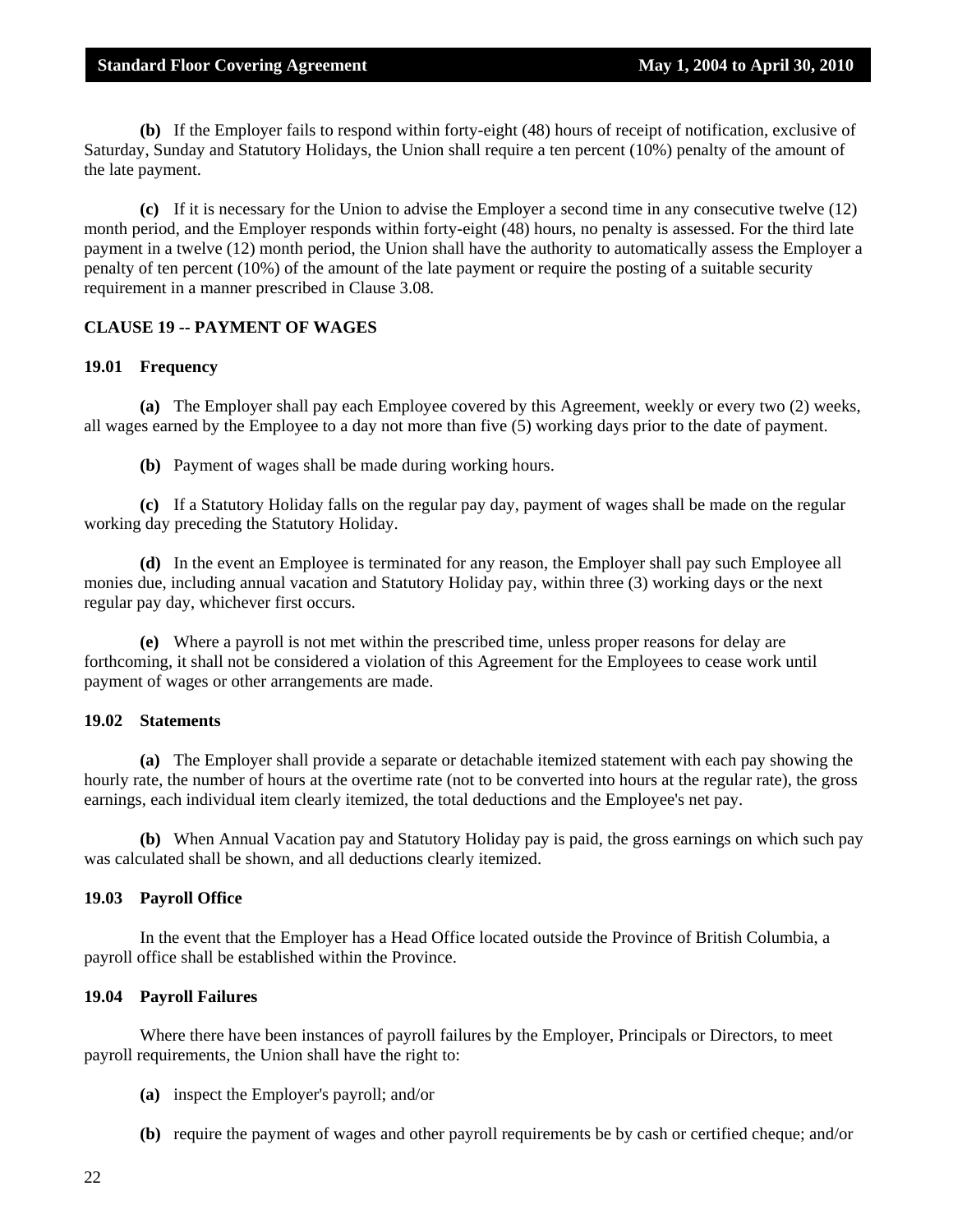**(b)** If the Employer fails to respond within forty-eight (48) hours of receipt of notification, exclusive of Saturday, Sunday and Statutory Holidays, the Union shall require a ten percent (10%) penalty of the amount of the late payment.

**(c)** If it is necessary for the Union to advise the Employer a second time in any consecutive twelve (12) month period, and the Employer responds within forty-eight (48) hours, no penalty is assessed. For the third late payment in a twelve (12) month period, the Union shall have the authority to automatically assess the Employer a penalty of ten percent (10%) of the amount of the late payment or require the posting of a suitable security requirement in a manner prescribed in Clause 3.08.

## CLAUSE 19 -- PAYMENT OF WAGES

### 19.01 Frequency

**(a)** The Employer shall pay each Employee covered by this Agreement, weekly or every two (2) weeks, all wages earned by the Employee to a day not more than five (5) working days prior to the date of payment.

**(b)** Payment of wages shall be made during working hours.

**(c)** If a Statutory Holiday falls on the regular pay day, payment of wages shall be made on the regular working day preceding the Statutory Holiday.

**(d)** In the event an Employee is terminated for any reason, the Employer shall pay such Employee all monies due, including annual vacation and Statutory Holiday pay, within three (3) working days or the next regular pay day, whichever first occurs.

**(e)** Where a payroll is not met within the prescribed time, unless proper reasons for delay are forthcoming, it shall not be considered a violation of this Agreement for the Employees to cease work until payment of wages or other arrangements are made.

### 19.02 Statements

**(a)** The Employer shall provide a separate or detachable itemized statement with each pay showing the hourly rate, the number of hours at the overtime rate (not to be converted into hours at the regular rate), the gross earnings, each individual item clearly itemized, the total deductions and the Employee's net pay.

**(b)** When Annual Vacation pay and Statutory Holiday pay is paid, the gross earnings on which such pay was calculated shall be shown, and all deductions clearly itemized.

### 19.03 Payroll Office

In the event that the Employer has a Head Office located outside the Province of British Columbia, a payroll office shall be established within the Province.

### 19.04 Payroll Failures

Where there have been instances of payroll failures by the Employer, Principals or Directors, to meet payroll requirements, the Union shall have the right to:

**(a)** inspect the Employer's payroll; and/or

**(b)** require the payment of wages and other payroll requirements be by cash or certified cheque; and/or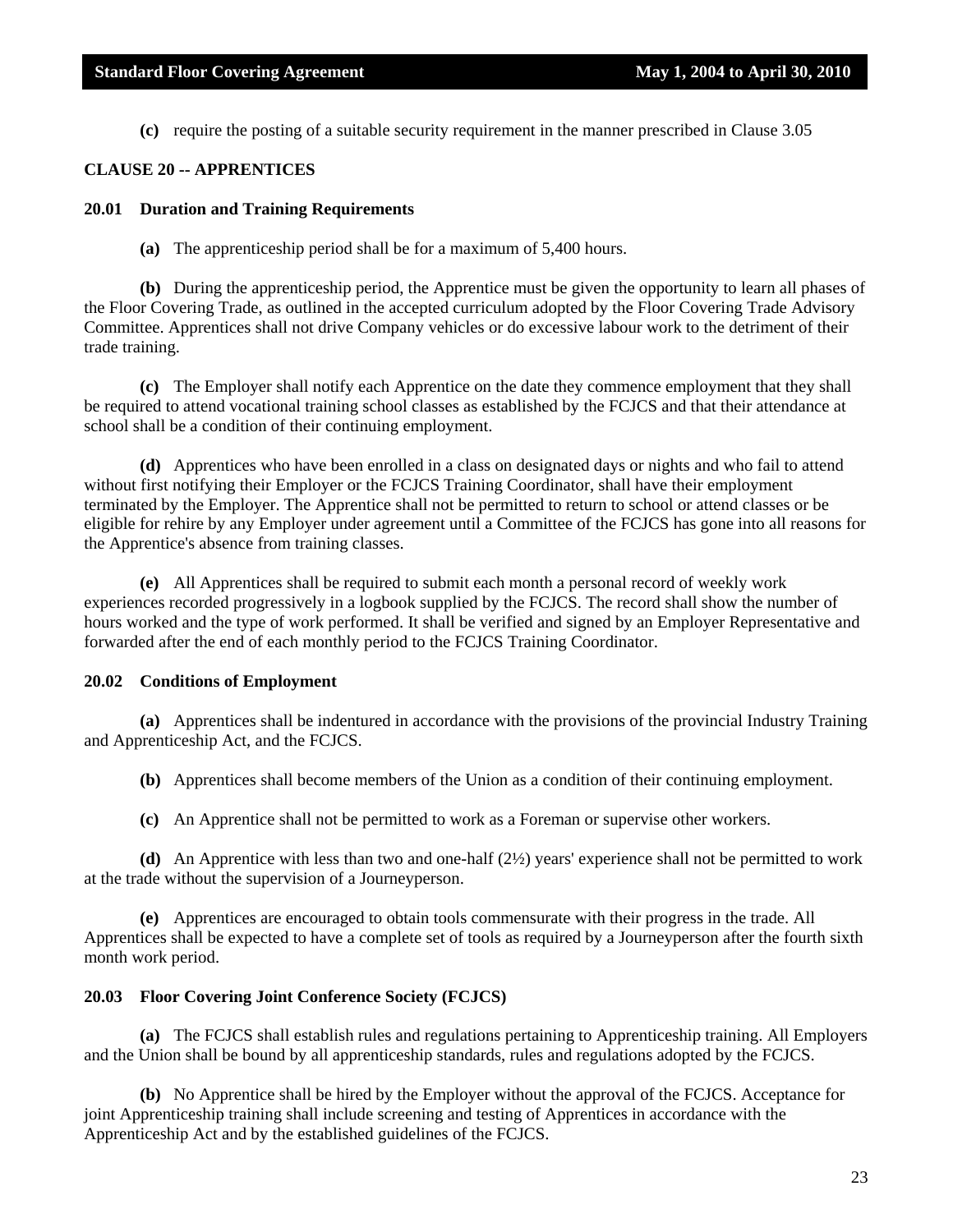**(c)** require the posting of a suitable security requirement in the manner prescribed in Clause 3.05

## CLAUSE 20 -- APPRENTICES

### 20.01 Duration and Training Requirements

**(a)** The apprenticeship period shall be for a maximum of 5,400 hours.

**(b)** During the apprenticeship period, the Apprentice must be given the opportunity to learn all phases of the Floor Covering Trade, as outlined in the accepted curriculum adopted by the Floor Covering Trade Advisory Committee. Apprentices shall not drive Company vehicles or do excessive labour work to the detriment of their trade training.

**(c)** The Employer shall notify each Apprentice on the date they commence employment that they shall be required to attend vocational training school classes as established by the FCJCS and that their attendance at school shall be a condition of their continuing employment.

**(d)** Apprentices who have been enrolled in a class on designated days or nights and who fail to attend without first notifying their Employer or the FCJCS Training Coordinator, shall have their employment terminated by the Employer. The Apprentice shall not be permitted to return to school or attend classes or be eligible for rehire by any Employer under agreement until a Committee of the FCJCS has gone into all reasons for the Apprentice's absence from training classes.

**(e)** All Apprentices shall be required to submit each month a personal record of weekly work experiences recorded progressively in a logbook supplied by the FCJCS. The record shall show the number of hours worked and the type of work performed. It shall be verified and signed by an Employer Representative and forwarded after the end of each monthly period to the FCJCS Training Coordinator.

### 20.02 Conditions of Employment

**(a)** Apprentices shall be indentured in accordance with the provisions of the provincial Industry Training and Apprenticeship Act, and the FCJCS.

**(b)** Apprentices shall become members of the Union as a condition of their continuing employment.

**(c)** An Apprentice shall not be permitted to work as a Foreman or supervise other workers.

**(d)** An Apprentice with less than two and one-half (2½) years' experience shall not be permitted to work at the trade without the supervision of a Journeyperson.

**(e)** Apprentices are encouraged to obtain tools commensurate with their progress in the trade. All Apprentices shall be expected to have a complete set of tools as required by a Journeyperson after the fourth sixth month work period.

### 20.03 Floor Covering Joint Conference Society (FCJCS)

**(a)** The FCJCS shall establish rules and regulations pertaining to Apprenticeship training. All Employers and the Union shall be bound by all apprenticeship standards, rules and regulations adopted by the FCJCS.

**(b)** No Apprentice shall be hired by the Employer without the approval of the FCJCS. Acceptance for joint Apprenticeship training shall include screening and testing of Apprentices in accordance with the Apprenticeship Act and by the established guidelines of the FCJCS.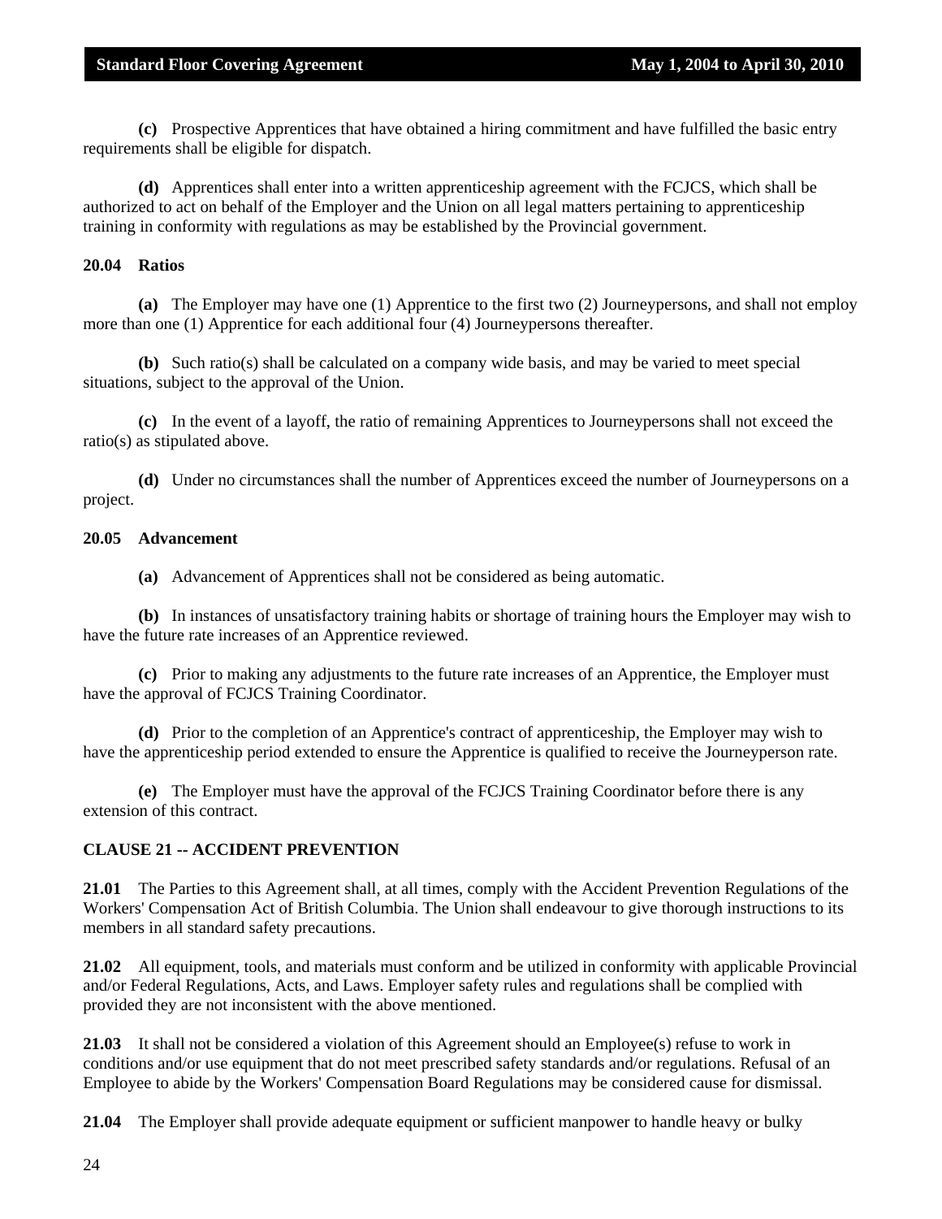**(c)** Prospective Apprentices that have obtained a hiring commitment and have fulfilled the basic entry requirements shall be eligible for dispatch.

**(d)** Apprentices shall enter into a written apprenticeship agreement with the FCJCS, which shall be authorized to act on behalf of the Employer and the Union on all legal matters pertaining to apprenticeship training in conformity with regulations as may be established by the Provincial government.

**20.04 Ratios**

**(a)** The Employer may have one (1) Apprentice to the first two (2) Journeypersons, and shall not employ more than one (1) Apprentice for each additional four (4) Journeypersons thereafter.

**(b)** Such ratio(s) shall be calculated on a company wide basis, and may be varied to meet special situations, subject to the approval of the Union.

**(c)** In the event of a layoff, the ratio of remaining Apprentices to Journeypersons shall not exceed the ratio(s) as stipulated above.

**(d)** Under no circumstances shall the number of Apprentices exceed the number of Journeypersons on a project.

**20.05 Advancement**

**(a)** Advancement of Apprentices shall not be considered as being automatic.

**(b)** In instances of unsatisfactory training habits or shortage of training hours the Employer may wish to have the future rate increases of an Apprentice reviewed.

**(c)** Prior to making any adjustments to the future rate increases of an Apprentice, the Employer must have the approval of FCJCS Training Coordinator.

**(d)** Prior to the completion of an Apprentice's contract of apprenticeship, the Employer may wish to have the apprenticeship period extended to ensure the Apprentice is qualified to receive the Journeyperson rate.

**(e)** The Employer must have the approval of the FCJCS Training Coordinator before there is any extension of this contract.

**CLAUSE 21 -- ACCIDENT PREVENTION**

**21.01** The Parties to this Agreement shall, at all times, comply with the Accident Prevention Regulations of the Workers' Compensation Act of British Columbia. The Union shall endeavour to give thorough instructions to its members in all standard safety precautions.

**21.02** All equipment, tools, and materials must conform and be utilized in conformity with applicable Provincial and/or Federal Regulations, Acts, and Laws. Employer safety rules and regulations shall be complied with provided they are not inconsistent with the above mentioned.

**21.03** It shall not be considered a violation of this Agreement should an Employee(s) refuse to work in conditions and/or use equipment that do not meet prescribed safety standards and/or regulations. Refusal of an Employee to abide by the Workers' Compensation Board Regulations may be considered cause for dismissal.

**21.04** The Employer shall provide adequate equipment or sufficient manpower to handle heavy or bulky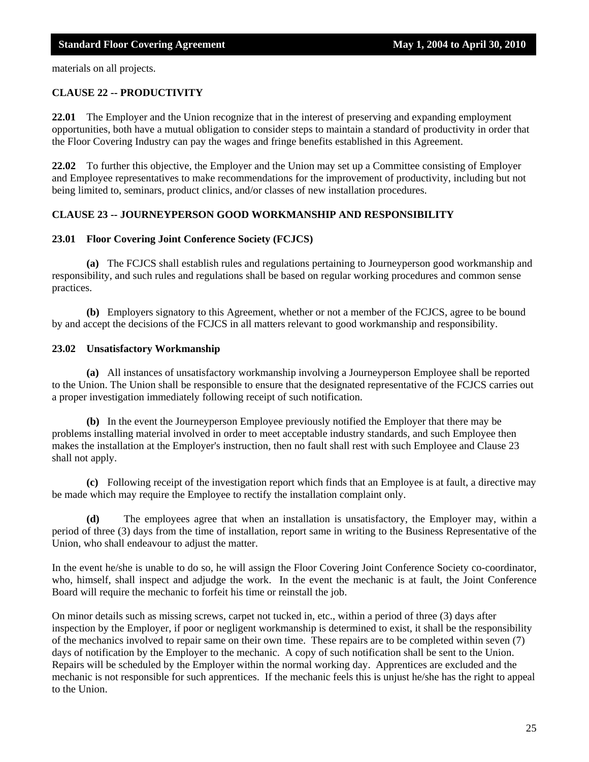materials on all projects.

### CLAUSE 22 -- PRODUCTIVITY

**22.01** The Employer and the Union recognize that in the interest of preserving and expanding employment opportunities, both have a mutual obligation to consider steps to maintain a standard of productivity in order that the Floor Covering Industry can pay the wages and fringe benefits established in this Agreement.

**22.02** To further this objective, the Employer and the Union may set up a Committee consisting of Employer and Employee representatives to make recommendations for the improvement of productivity, including but not being limited to, seminars, product clinics, and/or classes of new installation procedures.

### CLAUSE 23 -- JOURNEYPERSON GOOD WORKMANSHIP AND RESPONSIBILITY

#### 23.01 Floor Covering Joint Conference Society (FCJCS)

**(a)** The FCJCS shall establish rules and regulations pertaining to Journeyperson good workmanship and responsibility, and such rules and regulations shall be based on regular working procedures and common sense practices.

**(b)** Employers signatory to this Agreement, whether or not a member of the FCJCS, agree to be bound by and accept the decisions of the FCJCS in all matters relevant to good workmanship and responsibility.

#### 23.02 Unsatisfactory Workmanship

**(a)** All instances of unsatisfactory workmanship involving a Journeyperson Employee shall be reported to the Union. The Union shall be responsible to ensure that the designated representative of the FCJCS carries out a proper investigation immediately following receipt of such notification.

**(b)** In the event the Journeyperson Employee previously notified the Employer that there may be problems installing material involved in order to meet acceptable industry standards, and such Employee then makes the installation at the Employer's instruction, then no fault shall rest with such Employee and Clause 23 shall not apply.

**(c)** Following receipt of the investigation report which finds that an Employee is at fault, a directive may be made which may require the Employee to rectify the installation complaint only.

**(d)** The employees agree that when an installation is unsatisfactory, the Employer may, within a period of three (3) days from the time of installation, report same in writing to the Business Representative of the Union, who shall endeavour to adjust the matter.

In the event he/she is unable to do so, he will assign the Floor Covering Joint Conference Society co-coordinator, who, himself, shall inspect and adjudge the work. In the event the mechanic is at fault, the Joint Conference Board will require the mechanic to forfeit his time or reinstall the job.

On minor details such as missing screws, carpet not tucked in, etc., within a period of three (3) days after inspection by the Employer, if poor or negligent workmanship is determined to exist, it shall be the responsibility of the mechanics involved to repair same on their own time. These repairs are to be completed within seven (7) days of notification by the Employer to the mechanic. A copy of such notification shall be sent to the Union. Repairs will be scheduled by the Employer within the normal working day. Apprentices are excluded and the mechanic is not responsible for such apprentices. If the mechanic feels this is unjust he/she has the right to appeal to the Union.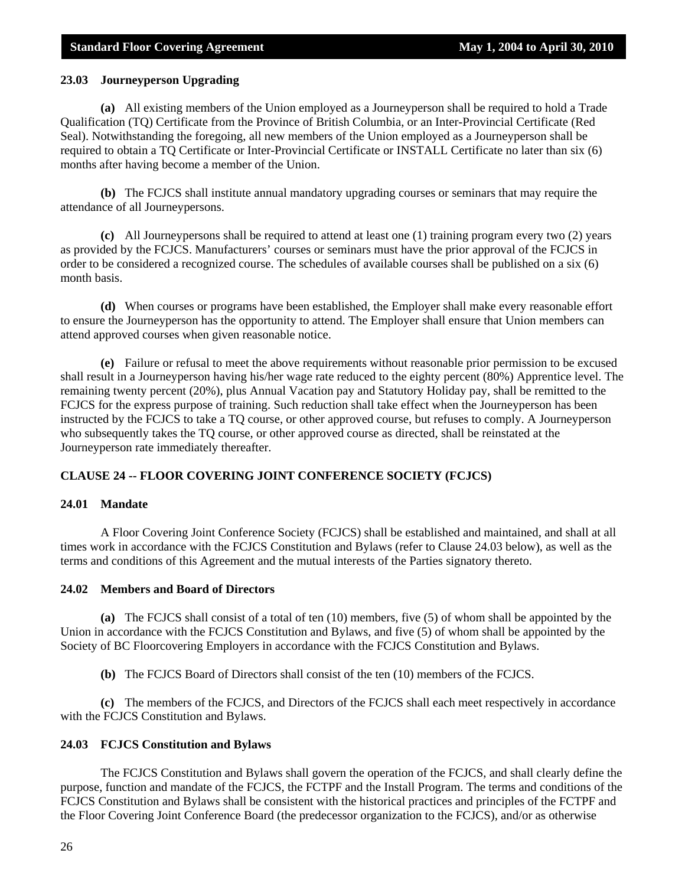### 23.03 Journeyperson Upgrading

**(a)** All existing members of the Union employed as a Journeyperson shall be required to hold a Trade Qualification (TQ) Certificate from the Province of British Columbia, or an Inter-Provincial Certificate (Red Seal). Notwithstanding the foregoing, all new members of the Union employed as a Journeyperson shall be required to obtain a TQ Certificate or Inter-Provincial Certificate or INSTALL Certificate no later than six (6) months after having become a member of the Union.

**(b)** The FCJCS shall institute annual mandatory upgrading courses or seminars that may require the attendance of all Journeypersons.

**(c)** All Journeypersons shall be required to attend at least one (1) training program every two (2) years as provided by the FCJCS. Manufacturers' courses or seminars must have the prior approval of the FCJCS in order to be considered a recognized course. The schedules of available courses shall be published on a six (6) month basis.

**(d)** When courses or programs have been established, the Employer shall make every reasonable effort to ensure the Journeyperson has the opportunity to attend. The Employer shall ensure that Union members can attend approved courses when given reasonable notice.

**(e)** Failure or refusal to meet the above requirements without reasonable prior permission to be excused shall result in a Journeyperson having his/her wage rate reduced to the eighty percent (80%) Apprentice level. The remaining twenty percent (20%), plus Annual Vacation pay and Statutory Holiday pay, shall be remitted to the FCJCS for the express purpose of training. Such reduction shall take effect when the Journeyperson has been instructed by the FCJCS to take a TQ course, or other approved course, but refuses to comply. A Journeyperson who subsequently takes the TQ course, or other approved course as directed, shall be reinstated at the Journeyperson rate immediately thereafter.

## CLAUSE 24 -- FLOOR COVERING JOINT CONFERENCE SOCIETY (FCJCS)

### 24.01 Mandate

A Floor Covering Joint Conference Society (FCJCS) shall be established and maintained, and shall at all times work in accordance with the FCJCS Constitution and Bylaws (refer to Clause 24.03 below), as well as the terms and conditions of this Agreement and the mutual interests of the Parties signatory thereto.

### 24.02 Members and Board of Directors

**(a)** The FCJCS shall consist of a total of ten (10) members, five (5) of whom shall be appointed by the Union in accordance with the FCJCS Constitution and Bylaws, and five (5) of whom shall be appointed by the Society of BC Floorcovering Employers in accordance with the FCJCS Constitution and Bylaws.

**(b)** The FCJCS Board of Directors shall consist of the ten (10) members of the FCJCS.

**(c)** The members of the FCJCS, and Directors of the FCJCS shall each meet respectively in accordance with the FCJCS Constitution and Bylaws.

### 24.03 FCJCS Constitution and Bylaws

The FCJCS Constitution and Bylaws shall govern the operation of the FCJCS, and shall clearly define the purpose, function and mandate of the FCJCS, the FCTPF and the Install Program. The terms and conditions of the FCJCS Constitution and Bylaws shall be consistent with the historical practices and principles of the FCTPF and the Floor Covering Joint Conference Board (the predecessor organization to the FCJCS), and/or as otherwise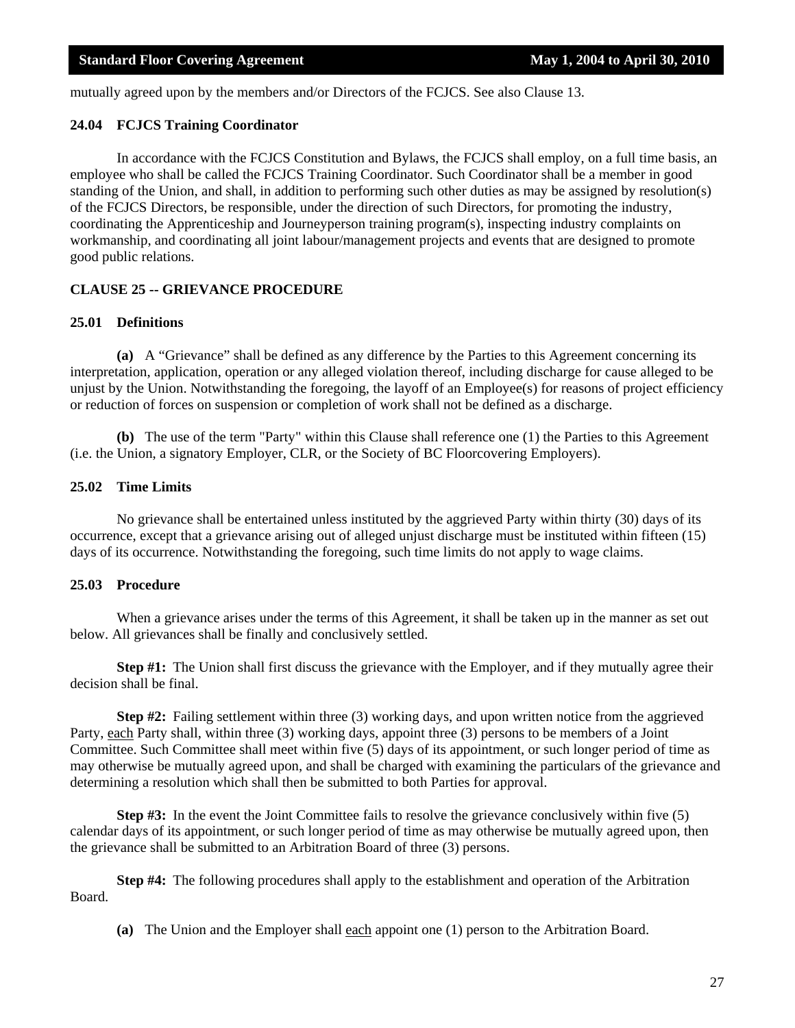mutually agreed upon by the members and/or Directors of the FCJCS. See also Clause 13.

### 24.04 FCJCS Training Coordinator

In accordance with the FCJCS Constitution and Bylaws, the FCJCS shall employ, on a full time basis, an employee who shall be called the FCJCS Training Coordinator. Such Coordinator shall be a member in good standing of the Union, and shall, in addition to performing such other duties as may be assigned by resolution(s) of the FCJCS Directors, be responsible, under the direction of such Directors, for promoting the industry, coordinating the Apprenticeship and Journeyperson training program(s), inspecting industry complaints on workmanship, and coordinating all joint labour/management projects and events that are designed to promote good public relations.

## CLAUSE 25 -- GRIEVANCE PROCEDURE

### 25.01 Definitions

**(a)** A "Grievance" shall be defined as any difference by the Parties to this Agreement concerning its interpretation, application, operation or any alleged violation thereof, including discharge for cause alleged to be unjust by the Union. Notwithstanding the foregoing, the layoff of an Employee(s) for reasons of project efficiency or reduction of forces on suspension or completion of work shall not be defined as a discharge.

**(b)** The use of the term "Party" within this Clause shall reference one (1) the Parties to this Agreement (i.e. the Union, a signatory Employer, CLR, or the Society of BC Floorcovering Employers).

### 25.02 Time Limits

No grievance shall be entertained unless instituted by the aggrieved Party within thirty (30) days of its occurrence, except that a grievance arising out of alleged unjust discharge must be instituted within fifteen (15) days of its occurrence. Notwithstanding the foregoing, such time limits do not apply to wage claims.

### 25.03 Procedure

When a grievance arises under the terms of this Agreement, it shall be taken up in the manner as set out below. All grievances shall be finally and conclusively settled.

**Step #1:** The Union shall first discuss the grievance with the Employer, and if they mutually agree their decision shall be final.

**Step #2:** Failing settlement within three (3) working days, and upon written notice from the aggrieved Party, <u>each</u> Party shall, within three (3) working days, appoint three (3) persons to be members of a Joint Committee. Such Committee shall meet within five (5) days of its appointment, or such longer period of time as may otherwise be mutually agreed upon, and shall be charged with examining the particulars of the grievance and determining a resolution which shall then be submitted to both Parties for approval.

**Step #3:** In the event the Joint Committee fails to resolve the grievance conclusively within five (5) calendar days of its appointment, or such longer period of time as may otherwise be mutually agreed upon, then the grievance shall be submitted to an Arbitration Board of three (3) persons.

**Step #4:** The following procedures shall apply to the establishment and operation of the Arbitration Board.

**(a)** The Union and the Employer shall <u>each</u> appoint one (1) person to the Arbitration Board.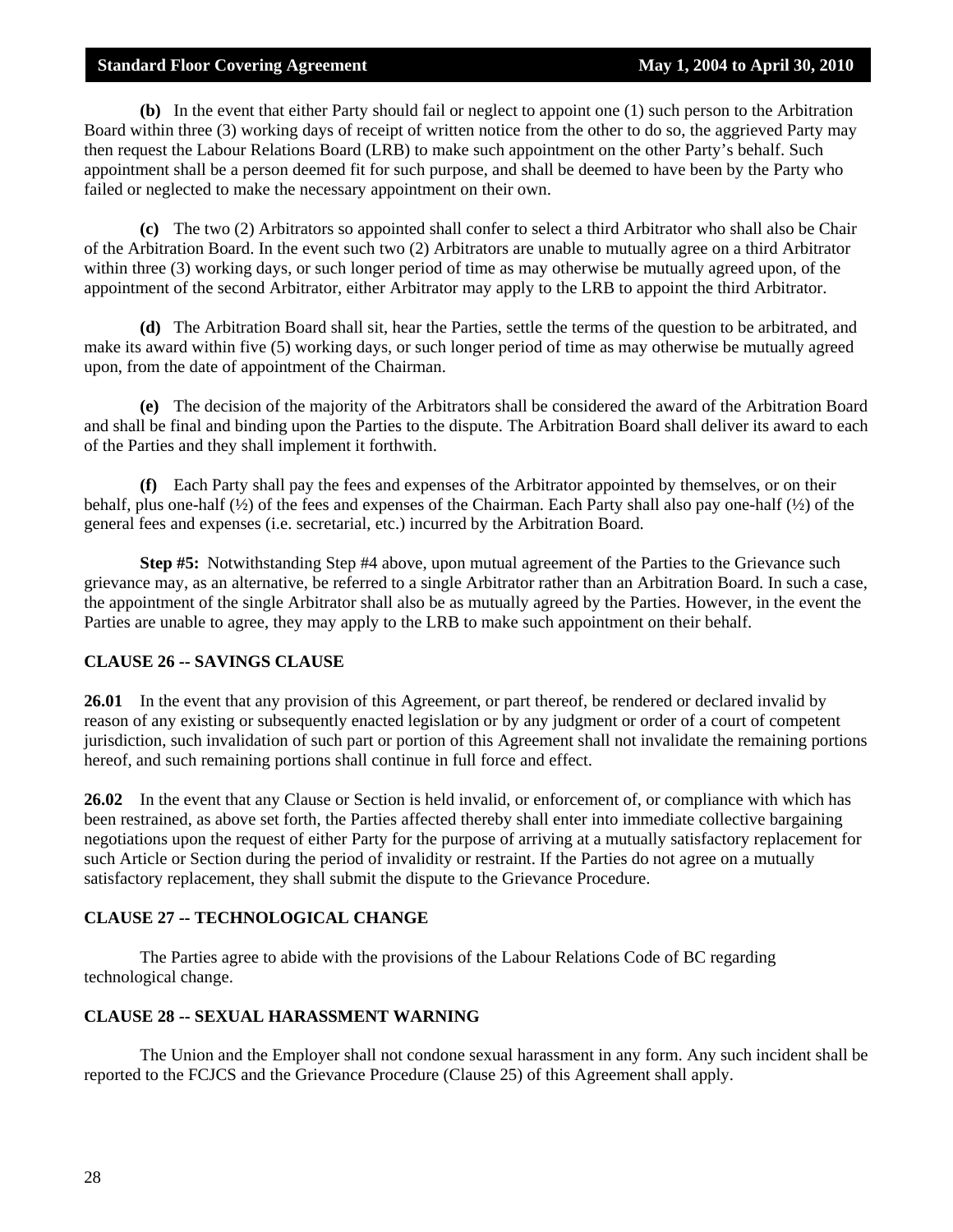**(b)** In the event that either Party should fail or neglect to appoint one (1) such person to the Arbitration Board within three (3) working days of receipt of written notice from the other to do so, the aggrieved Party may then request the Labour Relations Board (LRB) to make such appointment on the other Party's behalf. Such appointment shall be a person deemed fit for such purpose, and shall be deemed to have been by the Party who failed or neglected to make the necessary appointment on their own.

**(c)** The two (2) Arbitrators so appointed shall confer to select a third Arbitrator who shall also be Chair of the Arbitration Board. In the event such two (2) Arbitrators are unable to mutually agree on a third Arbitrator within three (3) working days, or such longer period of time as may otherwise be mutually agreed upon, of the appointment of the second Arbitrator, either Arbitrator may apply to the LRB to appoint the third Arbitrator.

**(d)** The Arbitration Board shall sit, hear the Parties, settle the terms of the question to be arbitrated, and make its award within five (5) working days, or such longer period of time as may otherwise be mutually agreed upon, from the date of appointment of the Chairman.

**(e)** The decision of the majority of the Arbitrators shall be considered the award of the Arbitration Board and shall be final and binding upon the Parties to the dispute. The Arbitration Board shall deliver its award to each of the Parties and they shall implement it forthwith.

**(f)** Each Party shall pay the fees and expenses of the Arbitrator appointed by themselves, or on their behalf, plus one-half (½) of the fees and expenses of the Chairman. Each Party shall also pay one-half (½) of the general fees and expenses (i.e. secretarial, etc.) incurred by the Arbitration Board.

**Step #5:** Notwithstanding Step #4 above, upon mutual agreement of the Parties to the Grievance such grievance may, as an alternative, be referred to a single Arbitrator rather than an Arbitration Board. In such a case, the appointment of the single Arbitrator shall also be as mutually agreed by the Parties. However, in the event the Parties are unable to agree, they may apply to the LRB to make such appointment on their behalf.

## CLAUSE 26 -- SAVINGS CLAUSE

**26.01** In the event that any provision of this Agreement, or part thereof, be rendered or declared invalid by reason of any existing or subsequently enacted legislation or by any judgment or order of a court of competent jurisdiction, such invalidation of such part or portion of this Agreement shall not invalidate the remaining portions hereof, and such remaining portions shall continue in full force and effect.

**26.02** In the event that any Clause or Section is held invalid, or enforcement of, or compliance with which has been restrained, as above set forth, the Parties affected thereby shall enter into immediate collective bargaining negotiations upon the request of either Party for the purpose of arriving at a mutually satisfactory replacement for such Article or Section during the period of invalidity or restraint. If the Parties do not agree on a mutually satisfactory replacement, they shall submit the dispute to the Grievance Procedure.

## CLAUSE 27 -- TECHNOLOGICAL CHANGE

The Parties agree to abide with the provisions of the Labour Relations Code of BC regarding technological change.

## CLAUSE 28 -- SEXUAL HARASSMENT WARNING

The Union and the Employer shall not condone sexual harassment in any form. Any such incident shall be reported to the FCJCS and the Grievance Procedure (Clause 25) of this Agreement shall apply.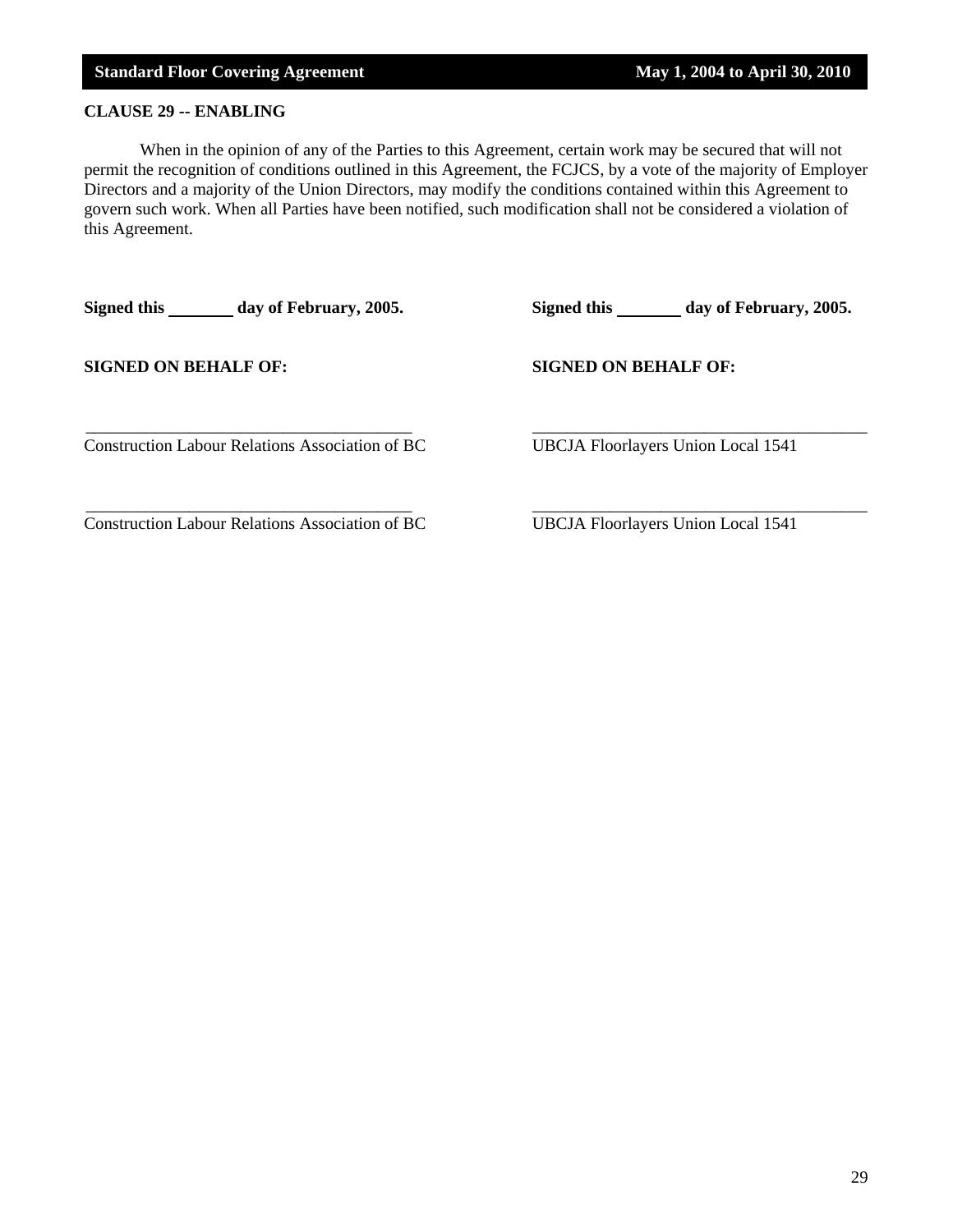## CLAUSE 29 -- ENABLING

When in the opinion of any of the Parties to this Agreement, certain work may be secured that will not permit the recognition of conditions outlined in this Agreement, the FCJCS, by a vote of the majority of Employer Directors and a majority of the Union Directors, may modify the conditions contained within this Agreement to govern such work. When all Parties have been notified, such modification shall not be considered a violation of this Agreement.

**Signed this ________ day of February, 2005.**

**SIGNED ON BEHALF OF:**

_______________________________________
Construction Labour Relations Association of BC

_______________________________________
Construction Labour Relations Association of BC

**Signed this ________ day of February, 2005.**

**SIGNED ON BEHALF OF:**

_______________________________________
UBCJA Floorlayers Union Local 1541

_______________________________________
UBCJA Floorlayers Union Local 1541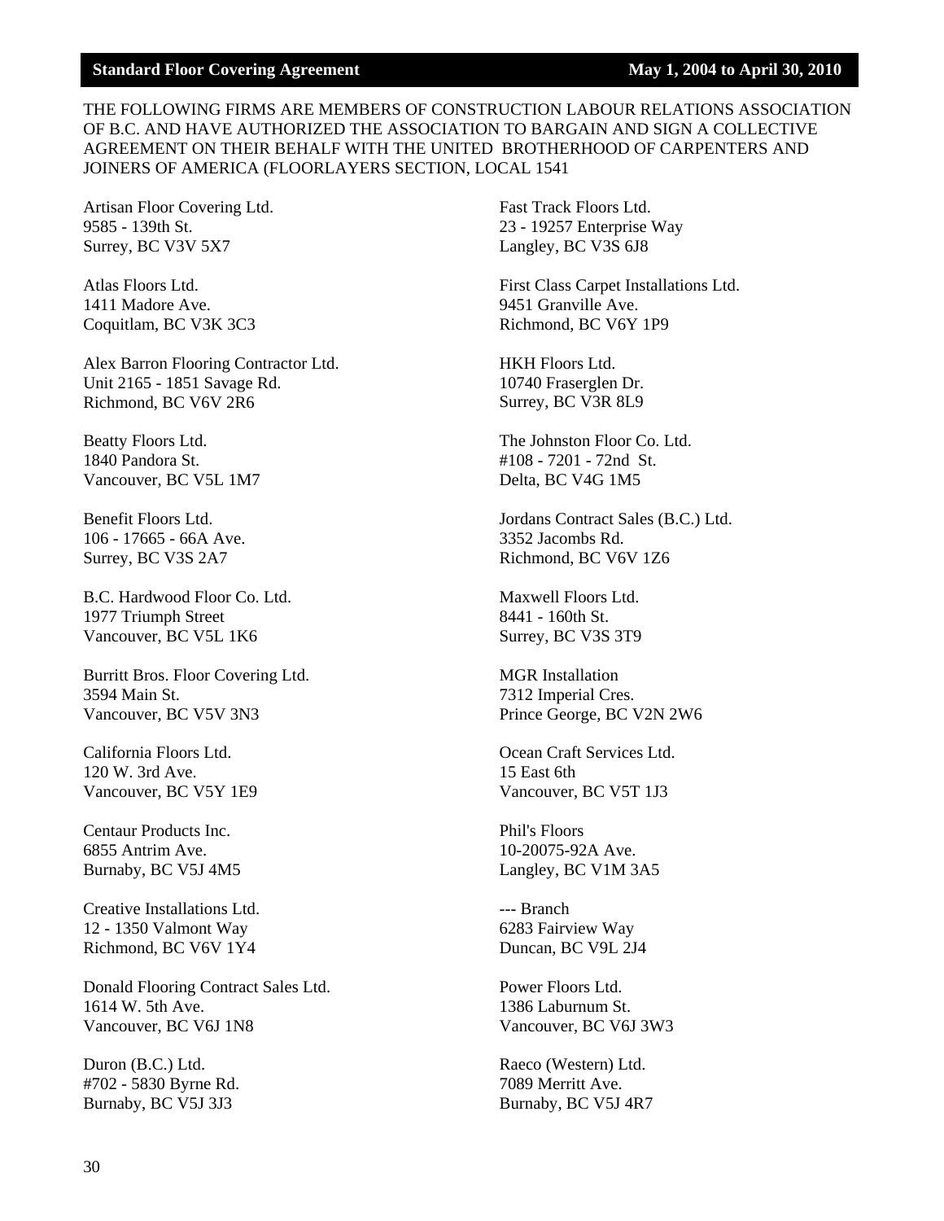THE FOLLOWING FIRMS ARE MEMBERS OF CONSTRUCTION LABOUR RELATIONS ASSOCIATION OF B.C. AND HAVE AUTHORIZED THE ASSOCIATION TO BARGAIN AND SIGN A COLLECTIVE AGREEMENT ON THEIR BEHALF WITH THE UNITED BROTHERHOOD OF CARPENTERS AND JOINERS OF AMERICA (FLOORLAYERS SECTION, LOCAL 1541

Artisan Floor Covering Ltd.
9585 - 139th St.
Surrey, BC V3V 5X7

Atlas Floors Ltd.
1411 Madore Ave.
Coquitlam, BC V3K 3C3

Alex Barron Flooring Contractor Ltd.
Unit 2165 - 1851 Savage Rd.
Richmond, BC V6V 2R6

Beatty Floors Ltd.
1840 Pandora St.
Vancouver, BC V5L 1M7

Benefit Floors Ltd.
106 - 17665 - 66A Ave.
Surrey, BC V3S 2A7

B.C. Hardwood Floor Co. Ltd.
1977 Triumph Street
Vancouver, BC V5L 1K6

Burritt Bros. Floor Covering Ltd.
3594 Main St.
Vancouver, BC V5V 3N3

California Floors Ltd.
120 W. 3rd Ave.
Vancouver, BC V5Y 1E9

Centaur Products Inc.
6855 Antrim Ave.
Burnaby, BC V5J 4M5

Creative Installations Ltd.
12 - 1350 Valmont Way
Richmond, BC V6V 1Y4

Donald Flooring Contract Sales Ltd.
1614 W. 5th Ave.
Vancouver, BC V6J 1N8

Duron (B.C.) Ltd.
#702 - 5830 Byrne Rd.
Burnaby, BC V5J 3J3

Fast Track Floors Ltd.
23 - 19257 Enterprise Way
Langley, BC V3S 6J8

First Class Carpet Installations Ltd.
9451 Granville Ave.
Richmond, BC V6Y 1P9

HKH Floors Ltd.
10740 Fraserglen Dr.
Surrey, BC V3R 8L9

The Johnston Floor Co. Ltd.
#108 - 7201 - 72nd St.
Delta, BC V4G 1M5

Jordans Contract Sales (B.C.) Ltd.
3352 Jacombs Rd.
Richmond, BC V6V 1Z6

Maxwell Floors Ltd.
8441 - 160th St.
Surrey, BC V3S 3T9

MGR Installation
7312 Imperial Cres.
Prince George, BC V2N 2W6

Ocean Craft Services Ltd.
15 East 6th
Vancouver, BC V5T 1J3

Phil's Floors
10-20075-92A Ave.
Langley, BC V1M 3A5

--- Branch
6283 Fairview Way
Duncan, BC V9L 2J4

Power Floors Ltd.
1386 Laburnum St.
Vancouver, BC V6J 3W3

Raeco (Western) Ltd.
7089 Merritt Ave.
Burnaby, BC V5J 4R7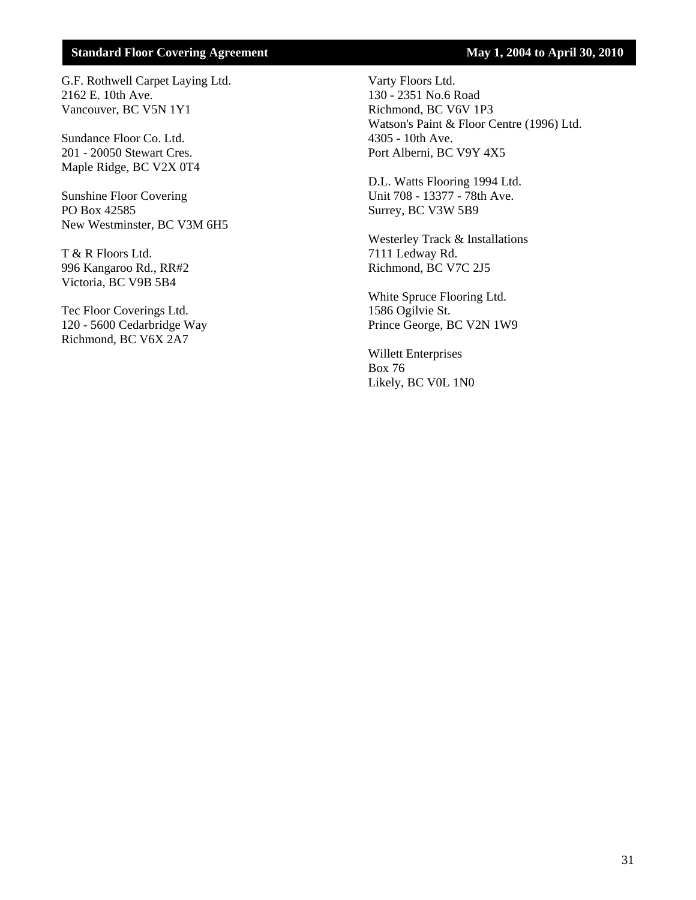G.F. Rothwell Carpet Laying Ltd.
2162 E. 10th Ave.
Vancouver, BC V5N 1Y1

Sundance Floor Co. Ltd.
201 - 20050 Stewart Cres.
Maple Ridge, BC V2X 0T4

Sunshine Floor Covering
PO Box 42585
New Westminster, BC V3M 6H5

T & R Floors Ltd.
996 Kangaroo Rd., RR#2
Victoria, BC V9B 5B4

Tec Floor Coverings Ltd.
120 - 5600 Cedarbridge Way
Richmond, BC V6X 2A7

Varty Floors Ltd.
130 - 2351 No.6 Road
Richmond, BC V6V 1P3

Watson's Paint & Floor Centre (1996) Ltd.
4305 - 10th Ave.
Port Alberni, BC V9Y 4X5

D.L. Watts Flooring 1994 Ltd.
Unit 708 - 13377 - 78th Ave.
Surrey, BC V3W 5B9

Westerley Track & Installations
7111 Ledway Rd.
Richmond, BC V7C 2J5

White Spruce Flooring Ltd.
1586 Ogilvie St.
Prince George, BC V2N 1W9

Willett Enterprises
Box 76
Likely, BC V0L 1N0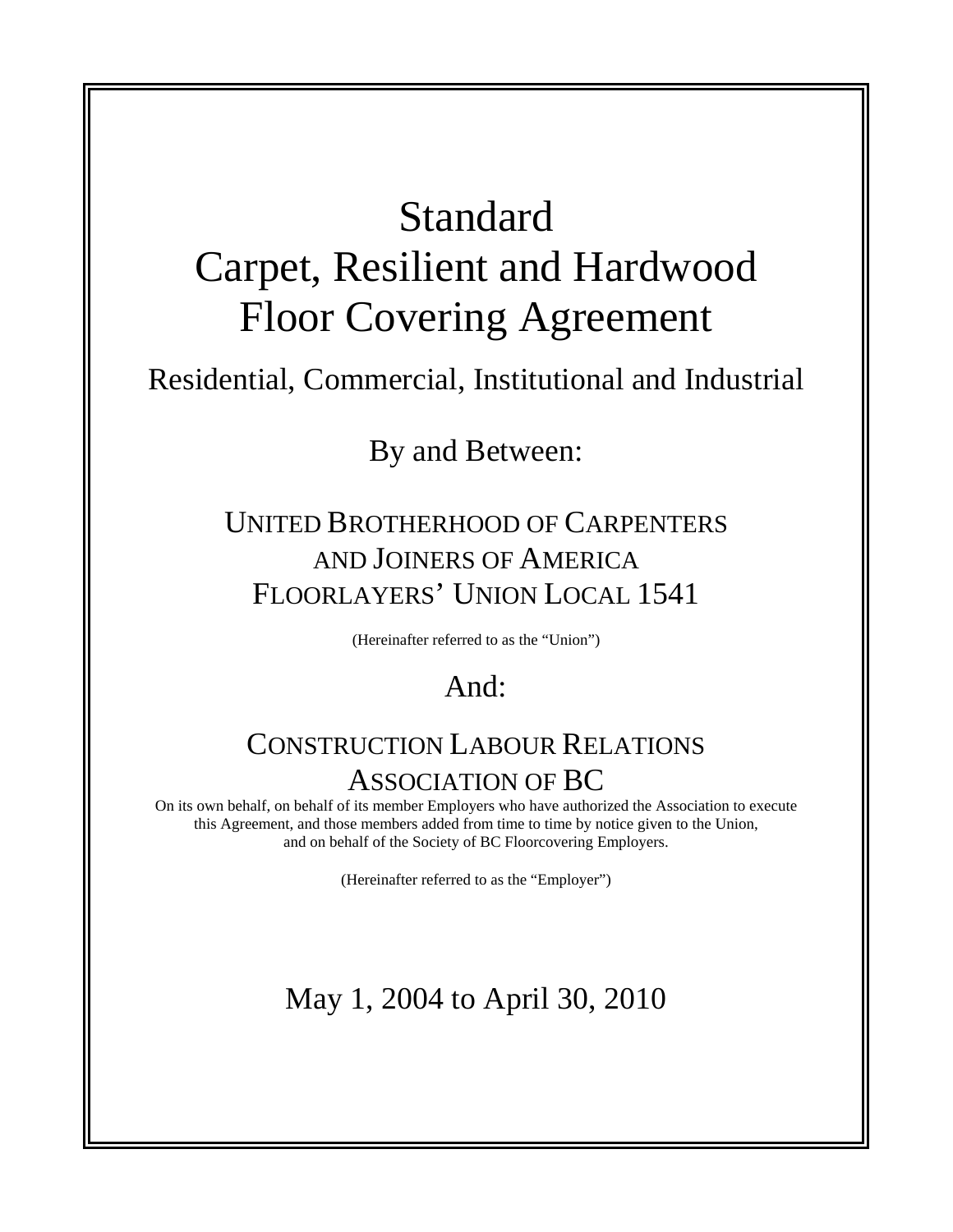# Standard Carpet, Resilient and Hardwood Floor Covering Agreement

## Residential, Commercial, Institutional and Industrial

By and Between:

UNITED BROTHERHOOD OF CARPENTERS AND JOINERS OF AMERICA FLOORLAYERS' UNION LOCAL 1541

(Hereinafter referred to as the "Union")

And:

CONSTRUCTION LABOUR RELATIONS ASSOCIATION OF BC

On its own behalf, on behalf of its member Employers who have authorized the Association to execute this Agreement, and those members added from time to time by notice given to the Union, and on behalf of the Society of BC Floorcovering Employers.

(Hereinafter referred to as the "Employer")

May 1, 2004 to April 30, 2010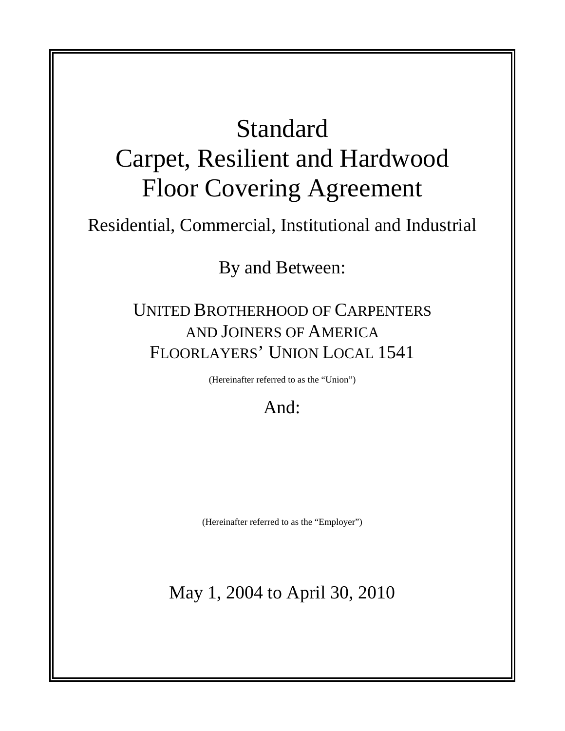# Standard Carpet, Resilient and Hardwood Floor Covering Agreement

## Residential, Commercial, Institutional and Industrial

By and Between:

UNITED BROTHERHOOD OF CARPENTERS AND JOINERS OF AMERICA FLOORLAYERS' UNION LOCAL 1541

(Hereinafter referred to as the "Union")

And:

(Hereinafter referred to as the "Employer")

May 1, 2004 to April 30, 2010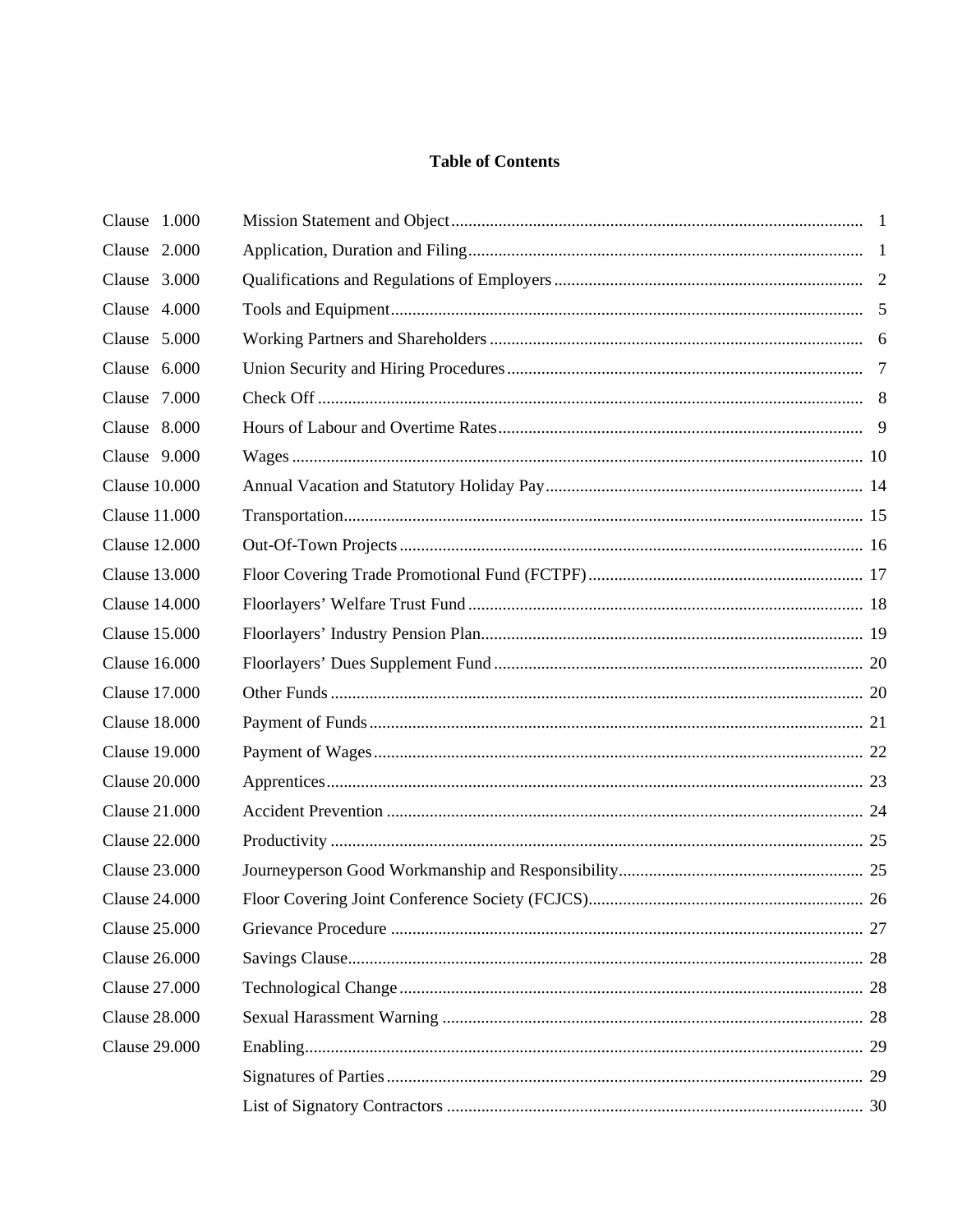# Table of Contents

| | | |
|---|---|---|
| Clause 1.000 | Mission Statement and Object | 1 |
| Clause 2.000 | Application, Duration and Filing | 1 |
| Clause 3.000 | Qualifications and Regulations of Employers | 2 |
| Clause 4.000 | Tools and Equipment | 5 |
| Clause 5.000 | Working Partners and Shareholders | 6 |
| Clause 6.000 | Union Security and Hiring Procedures | 7 |
| Clause 7.000 | Check Off | 8 |
| Clause 8.000 | Hours of Labour and Overtime Rates | 9 |
| Clause 9.000 | Wages | 10 |
| Clause 10.000 | Annual Vacation and Statutory Holiday Pay | 14 |
| Clause 11.000 | Transportation | 15 |
| Clause 12.000 | Out-Of-Town Projects | 16 |
| Clause 13.000 | Floor Covering Trade Promotional Fund (FCTPF) | 17 |
| Clause 14.000 | Floorlayers' Welfare Trust Fund | 18 |
| Clause 15.000 | Floorlayers' Industry Pension Plan | 19 |
| Clause 16.000 | Floorlayers' Dues Supplement Fund | 20 |
| Clause 17.000 | Other Funds | 20 |
| Clause 18.000 | Payment of Funds | 21 |
| Clause 19.000 | Payment of Wages | 22 |
| Clause 20.000 | Apprentices | 23 |
| Clause 21.000 | Accident Prevention | 24 |
| Clause 22.000 | Productivity | 25 |
| Clause 23.000 | Journeyperson Good Workmanship and Responsibility | 25 |
| Clause 24.000 | Floor Covering Joint Conference Society (FCJCS) | 26 |
| Clause 25.000 | Grievance Procedure | 27 |
| Clause 26.000 | Savings Clause | 28 |
| Clause 27.000 | Technological Change | 28 |
| Clause 28.000 | Sexual Harassment Warning | 28 |
| Clause 29.000 | Enabling | 29 |
| | Signatures of Parties | 29 |
| | List of Signatory Contractors | 30 |